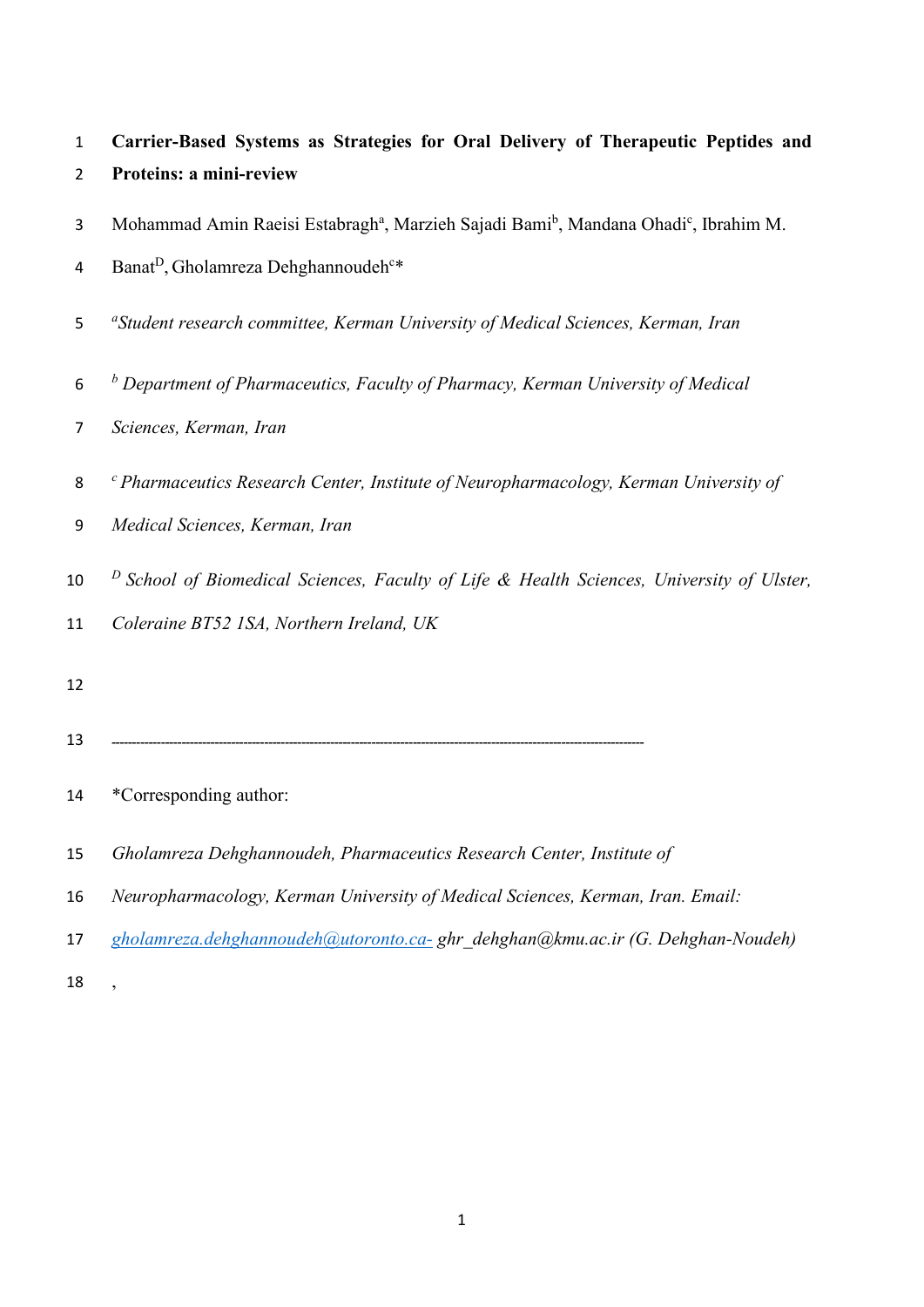# Carrier-Based Systems as Strategies for Oral Delivery of Therapeutic Peptides and Proteins: a mini-review

Mohammad Amin Raeisi Estabragh[a], Marzieh Sajadi Bami[b], Mandana Ohadi[c], Ibrahim M. Banat[D], Gholamreza Dehghannoudeh[c]*

[a] *Student research committee, Kerman University of Medical Sciences, Kerman, Iran*

[b] *Department of Pharmaceutics, Faculty of Pharmacy, Kerman University of Medical Sciences, Kerman, Iran*

[c] *Pharmaceutics Research Center, Institute of Neuropharmacology, Kerman University of Medical Sciences, Kerman, Iran*

[D] *School of Biomedical Sciences, Faculty of Life & Health Sciences, University of Ulster, Coleraine BT52 1SA, Northern Ireland, UK*

---

*Corresponding author:

*Gholamreza Dehghannoudeh, Pharmaceutics Research Center, Institute of Neuropharmacology, Kerman University of Medical Sciences, Kerman, Iran. Email: gholamreza.dehghannoudeh@utoronto.ca- ghr_dehghan@kmu.ac.ir (G. Dehghan-Noudeh)*

,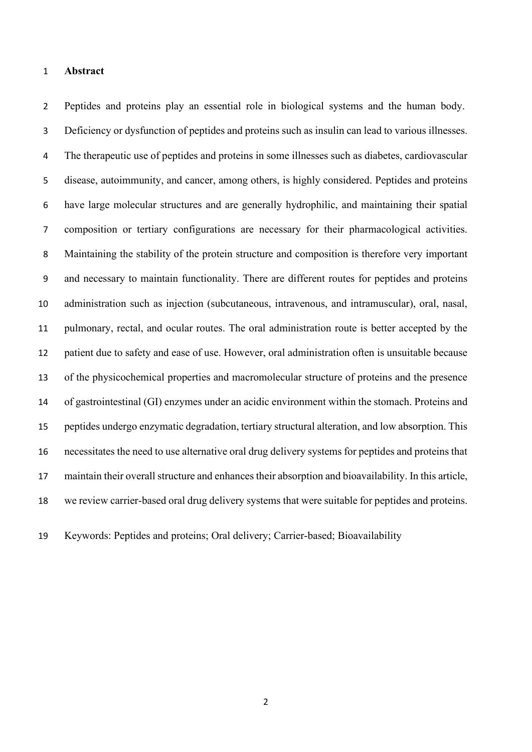## Abstract

Peptides and proteins play an essential role in biological systems and the human body. Deficiency or dysfunction of peptides and proteins such as insulin can lead to various illnesses. The therapeutic use of peptides and proteins in some illnesses such as diabetes, cardiovascular disease, autoimmunity, and cancer, among others, is highly considered. Peptides and proteins have large molecular structures and are generally hydrophilic, and maintaining their spatial composition or tertiary configurations are necessary for their pharmacological activities. Maintaining the stability of the protein structure and composition is therefore very important and necessary to maintain functionality. There are different routes for peptides and proteins administration such as injection (subcutaneous, intravenous, and intramuscular), oral, nasal, pulmonary, rectal, and ocular routes. The oral administration route is better accepted by the patient due to safety and ease of use. However, oral administration often is unsuitable because of the physicochemical properties and macromolecular structure of proteins and the presence of gastrointestinal (GI) enzymes under an acidic environment within the stomach. Proteins and peptides undergo enzymatic degradation, tertiary structural alteration, and low absorption. This necessitates the need to use alternative oral drug delivery systems for peptides and proteins that maintain their overall structure and enhances their absorption and bioavailability. In this article, we review carrier-based oral drug delivery systems that were suitable for peptides and proteins.

Keywords: Peptides and proteins; Oral delivery; Carrier-based; Bioavailability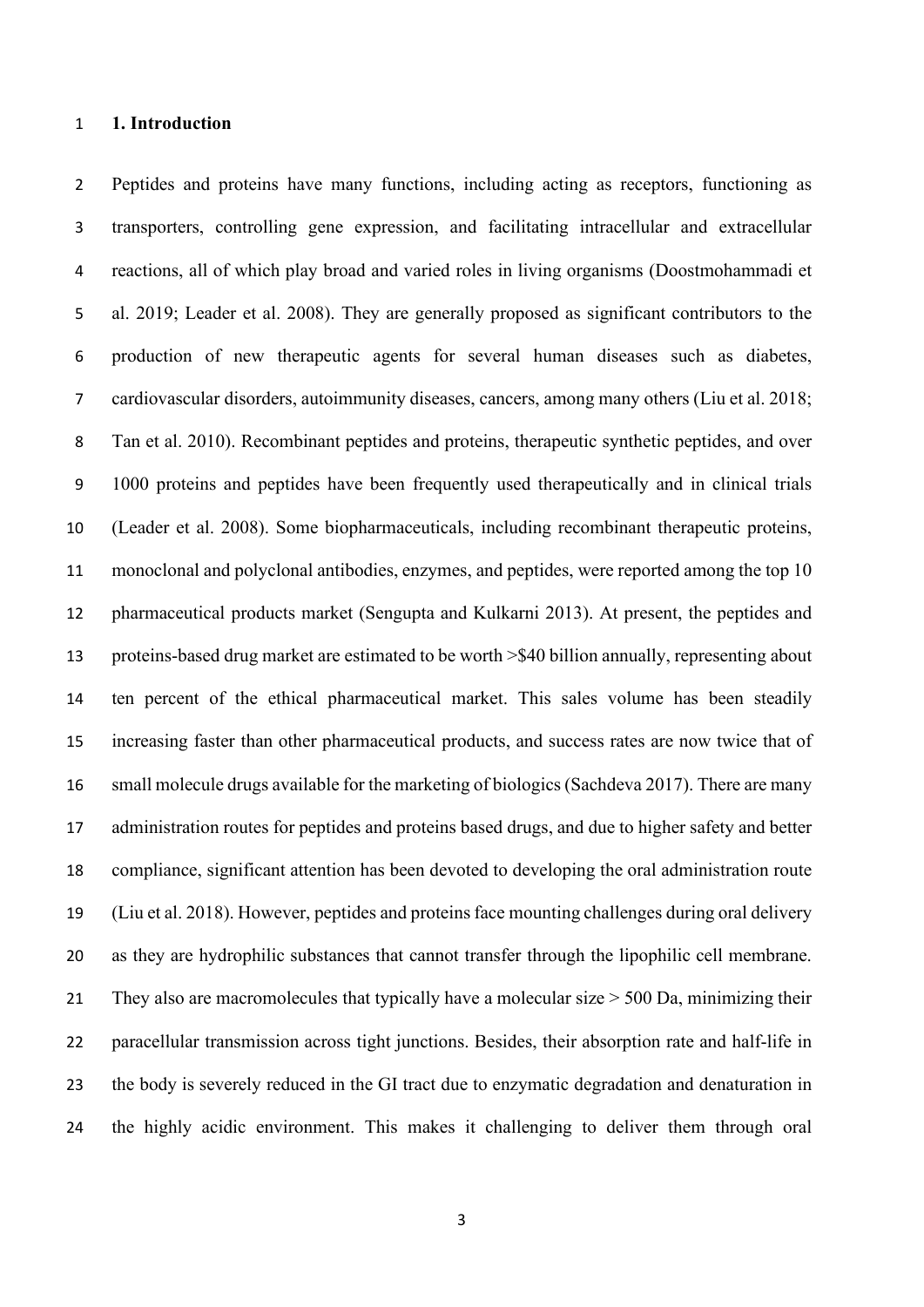## 1. Introduction

Peptides and proteins have many functions, including acting as receptors, functioning as transporters, controlling gene expression, and facilitating intracellular and extracellular reactions, all of which play broad and varied roles in living organisms (Doostmohammadi et al. 2019; Leader et al. 2008). They are generally proposed as significant contributors to the production of new therapeutic agents for several human diseases such as diabetes, cardiovascular disorders, autoimmunity diseases, cancers, among many others (Liu et al. 2018; Tan et al. 2010). Recombinant peptides and proteins, therapeutic synthetic peptides, and over 1000 proteins and peptides have been frequently used therapeutically and in clinical trials (Leader et al. 2008). Some biopharmaceuticals, including recombinant therapeutic proteins, monoclonal and polyclonal antibodies, enzymes, and peptides, were reported among the top 10 pharmaceutical products market (Sengupta and Kulkarni 2013). At present, the peptides and proteins-based drug market are estimated to be worth >$40 billion annually, representing about ten percent of the ethical pharmaceutical market. This sales volume has been steadily increasing faster than other pharmaceutical products, and success rates are now twice that of small molecule drugs available for the marketing of biologics (Sachdeva 2017). There are many administration routes for peptides and proteins based drugs, and due to higher safety and better compliance, significant attention has been devoted to developing the oral administration route (Liu et al. 2018). However, peptides and proteins face mounting challenges during oral delivery as they are hydrophilic substances that cannot transfer through the lipophilic cell membrane. They also are macromolecules that typically have a molecular size > 500 Da, minimizing their paracellular transmission across tight junctions. Besides, their absorption rate and half-life in the body is severely reduced in the GI tract due to enzymatic degradation and denaturation in the highly acidic environment. This makes it challenging to deliver them through oral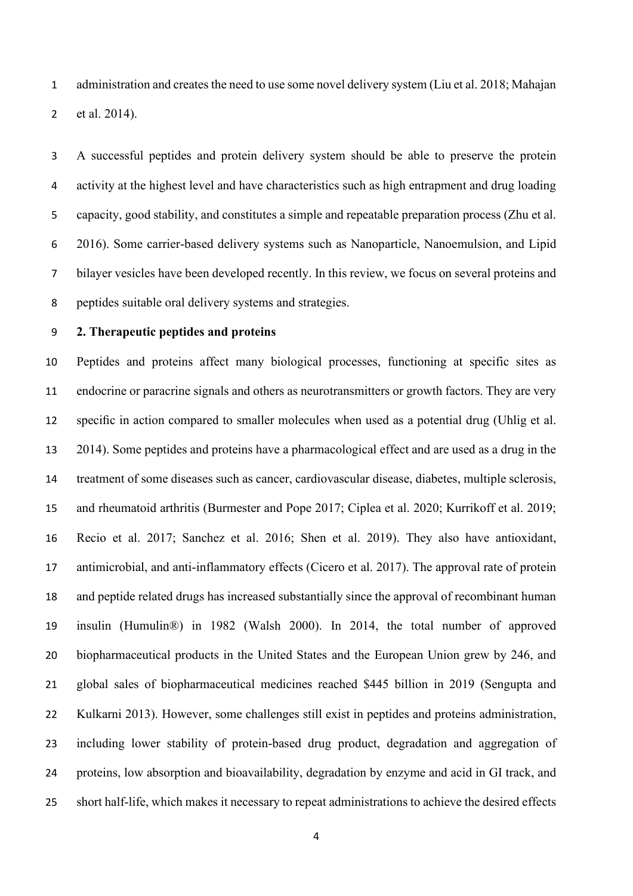administration and creates the need to use some novel delivery system (Liu et al. 2018; Mahajan et al. 2014).

A successful peptides and protein delivery system should be able to preserve the protein activity at the highest level and have characteristics such as high entrapment and drug loading capacity, good stability, and constitutes a simple and repeatable preparation process (Zhu et al. 2016). Some carrier-based delivery systems such as Nanoparticle, Nanoemulsion, and Lipid bilayer vesicles have been developed recently. In this review, we focus on several proteins and peptides suitable oral delivery systems and strategies.

## 2. Therapeutic peptides and proteins

Peptides and proteins affect many biological processes, functioning at specific sites as endocrine or paracrine signals and others as neurotransmitters or growth factors. They are very specific in action compared to smaller molecules when used as a potential drug (Uhlig et al. 2014). Some peptides and proteins have a pharmacological effect and are used as a drug in the treatment of some diseases such as cancer, cardiovascular disease, diabetes, multiple sclerosis, and rheumatoid arthritis (Burmester and Pope 2017; Ciplea et al. 2020; Kurrikoff et al. 2019; Recio et al. 2017; Sanchez et al. 2016; Shen et al. 2019). They also have antioxidant, antimicrobial, and anti-inflammatory effects (Cicero et al. 2017). The approval rate of protein and peptide related drugs has increased substantially since the approval of recombinant human insulin (Humulin®) in 1982 (Walsh 2000). In 2014, the total number of approved biopharmaceutical products in the United States and the European Union grew by 246, and global sales of biopharmaceutical medicines reached $445 billion in 2019 (Sengupta and Kulkarni 2013). However, some challenges still exist in peptides and proteins administration, including lower stability of protein-based drug product, degradation and aggregation of proteins, low absorption and bioavailability, degradation by enzyme and acid in GI track, and short half-life, which makes it necessary to repeat administrations to achieve the desired effects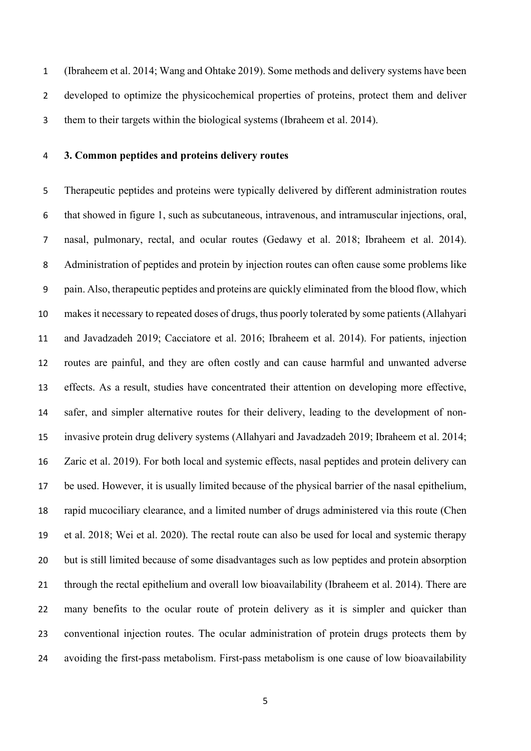(Ibraheem et al. 2014; Wang and Ohtake 2019). Some methods and delivery systems have been developed to optimize the physicochemical properties of proteins, protect them and deliver them to their targets within the biological systems (Ibraheem et al. 2014).

## 3. Common peptides and proteins delivery routes

Therapeutic peptides and proteins were typically delivered by different administration routes that showed in figure 1, such as subcutaneous, intravenous, and intramuscular injections, oral, nasal, pulmonary, rectal, and ocular routes (Gedawy et al. 2018; Ibraheem et al. 2014). Administration of peptides and protein by injection routes can often cause some problems like pain. Also, therapeutic peptides and proteins are quickly eliminated from the blood flow, which makes it necessary to repeated doses of drugs, thus poorly tolerated by some patients (Allahyari and Javadzadeh 2019; Cacciatore et al. 2016; Ibraheem et al. 2014). For patients, injection routes are painful, and they are often costly and can cause harmful and unwanted adverse effects. As a result, studies have concentrated their attention on developing more effective, safer, and simpler alternative routes for their delivery, leading to the development of non-invasive protein drug delivery systems (Allahyari and Javadzadeh 2019; Ibraheem et al. 2014; Zaric et al. 2019). For both local and systemic effects, nasal peptides and protein delivery can be used. However, it is usually limited because of the physical barrier of the nasal epithelium, rapid mucociliary clearance, and a limited number of drugs administered via this route (Chen et al. 2018; Wei et al. 2020). The rectal route can also be used for local and systemic therapy but is still limited because of some disadvantages such as low peptides and protein absorption through the rectal epithelium and overall low bioavailability (Ibraheem et al. 2014). There are many benefits to the ocular route of protein delivery as it is simpler and quicker than conventional injection routes. The ocular administration of protein drugs protects them by avoiding the first-pass metabolism. First-pass metabolism is one cause of low bioavailability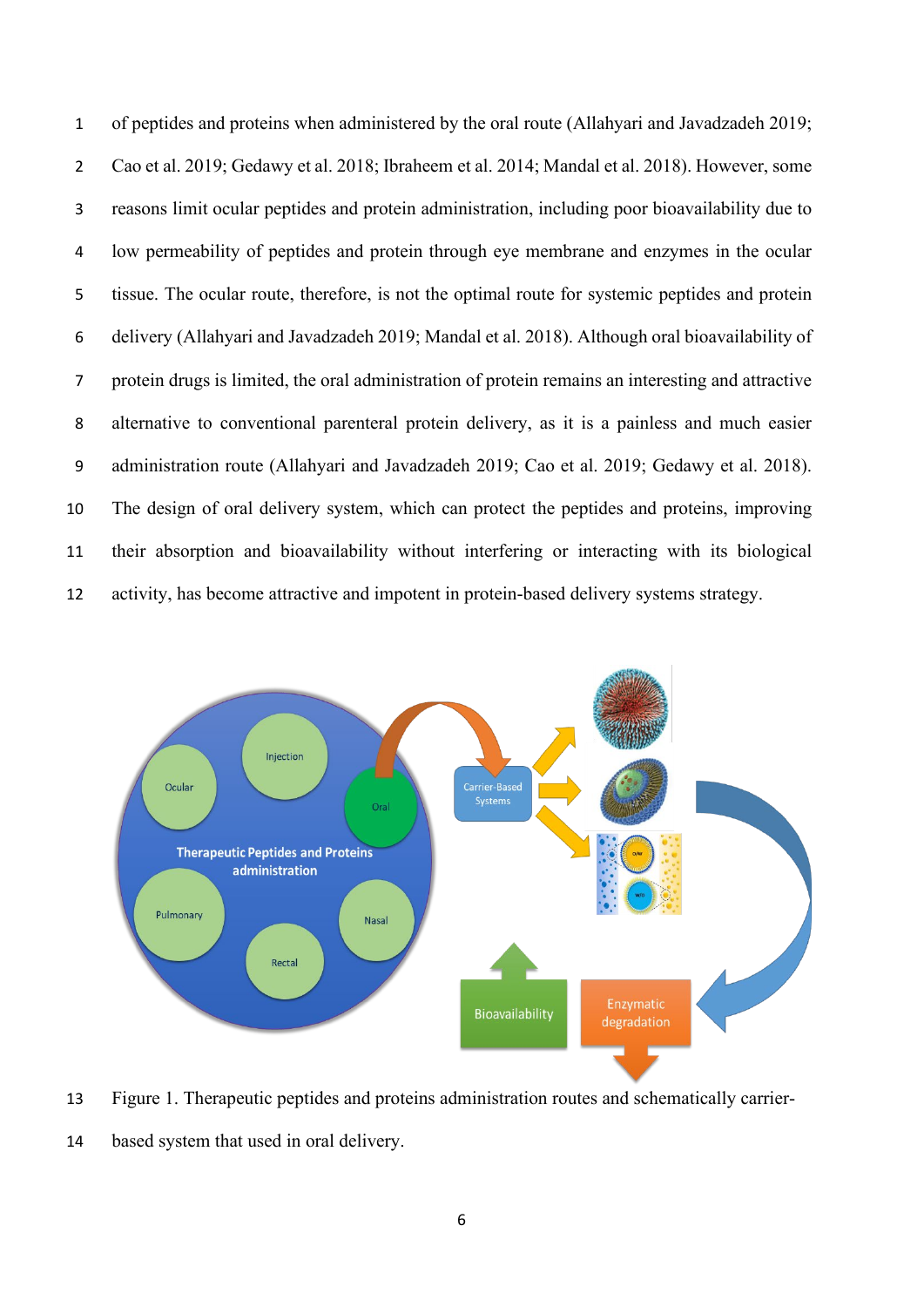of peptides and proteins when administered by the oral route (Allahyari and Javadzadeh 2019; Cao et al. 2019; Gedawy et al. 2018; Ibraheem et al. 2014; Mandal et al. 2018). However, some reasons limit ocular peptides and protein administration, including poor bioavailability due to low permeability of peptides and protein through eye membrane and enzymes in the ocular tissue. The ocular route, therefore, is not the optimal route for systemic peptides and protein delivery (Allahyari and Javadzadeh 2019; Mandal et al. 2018). Although oral bioavailability of protein drugs is limited, the oral administration of protein remains an interesting and attractive alternative to conventional parenteral protein delivery, as it is a painless and much easier administration route (Allahyari and Javadzadeh 2019; Cao et al. 2019; Gedawy et al. 2018). The design of oral delivery system, which can protect the peptides and proteins, improving their absorption and bioavailability without interfering or interacting with its biological activity, has become attractive and impotent in protein-based delivery systems strategy.

Figure 1. Therapeutic peptides and proteins administration routes and schematically carrier-based system that used in oral delivery.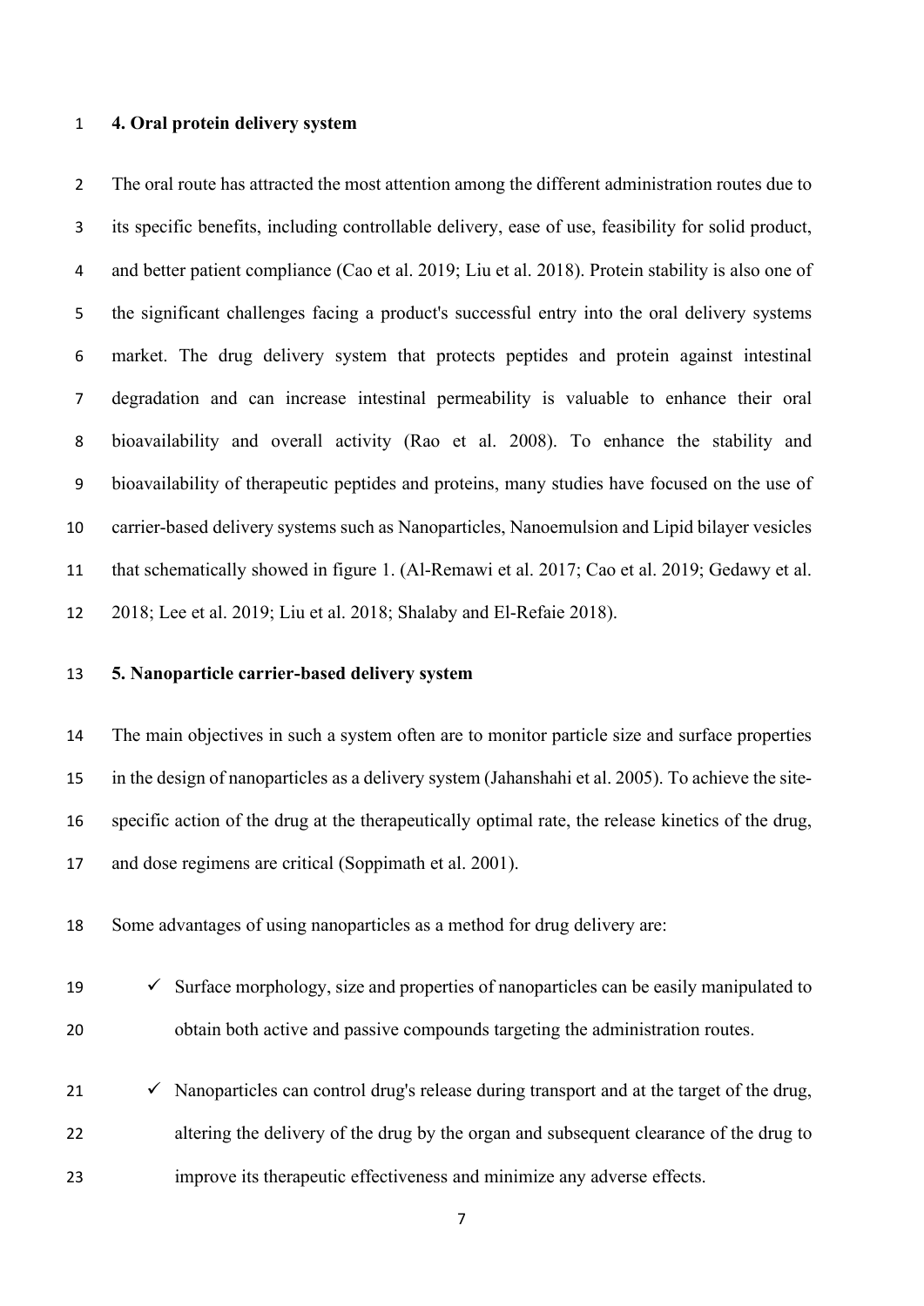## 4. Oral protein delivery system

The oral route has attracted the most attention among the different administration routes due to its specific benefits, including controllable delivery, ease of use, feasibility for solid product, and better patient compliance (Cao et al. 2019; Liu et al. 2018). Protein stability is also one of the significant challenges facing a product's successful entry into the oral delivery systems market. The drug delivery system that protects peptides and protein against intestinal degradation and can increase intestinal permeability is valuable to enhance their oral bioavailability and overall activity (Rao et al. 2008). To enhance the stability and bioavailability of therapeutic peptides and proteins, many studies have focused on the use of carrier-based delivery systems such as Nanoparticles, Nanoemulsion and Lipid bilayer vesicles that schematically showed in figure 1. (Al-Remawi et al. 2017; Cao et al. 2019; Gedawy et al. 2018; Lee et al. 2019; Liu et al. 2018; Shalaby and El-Refaie 2018).

## 5. Nanoparticle carrier-based delivery system

The main objectives in such a system often are to monitor particle size and surface properties in the design of nanoparticles as a delivery system (Jahanshahi et al. 2005). To achieve the site-specific action of the drug at the therapeutically optimal rate, the release kinetics of the drug, and dose regimens are critical (Soppimath et al. 2001).

Some advantages of using nanoparticles as a method for drug delivery are:

- ✓ Surface morphology, size and properties of nanoparticles can be easily manipulated to obtain both active and passive compounds targeting the administration routes.
- ✓ Nanoparticles can control drug's release during transport and at the target of the drug, altering the delivery of the drug by the organ and subsequent clearance of the drug to improve its therapeutic effectiveness and minimize any adverse effects.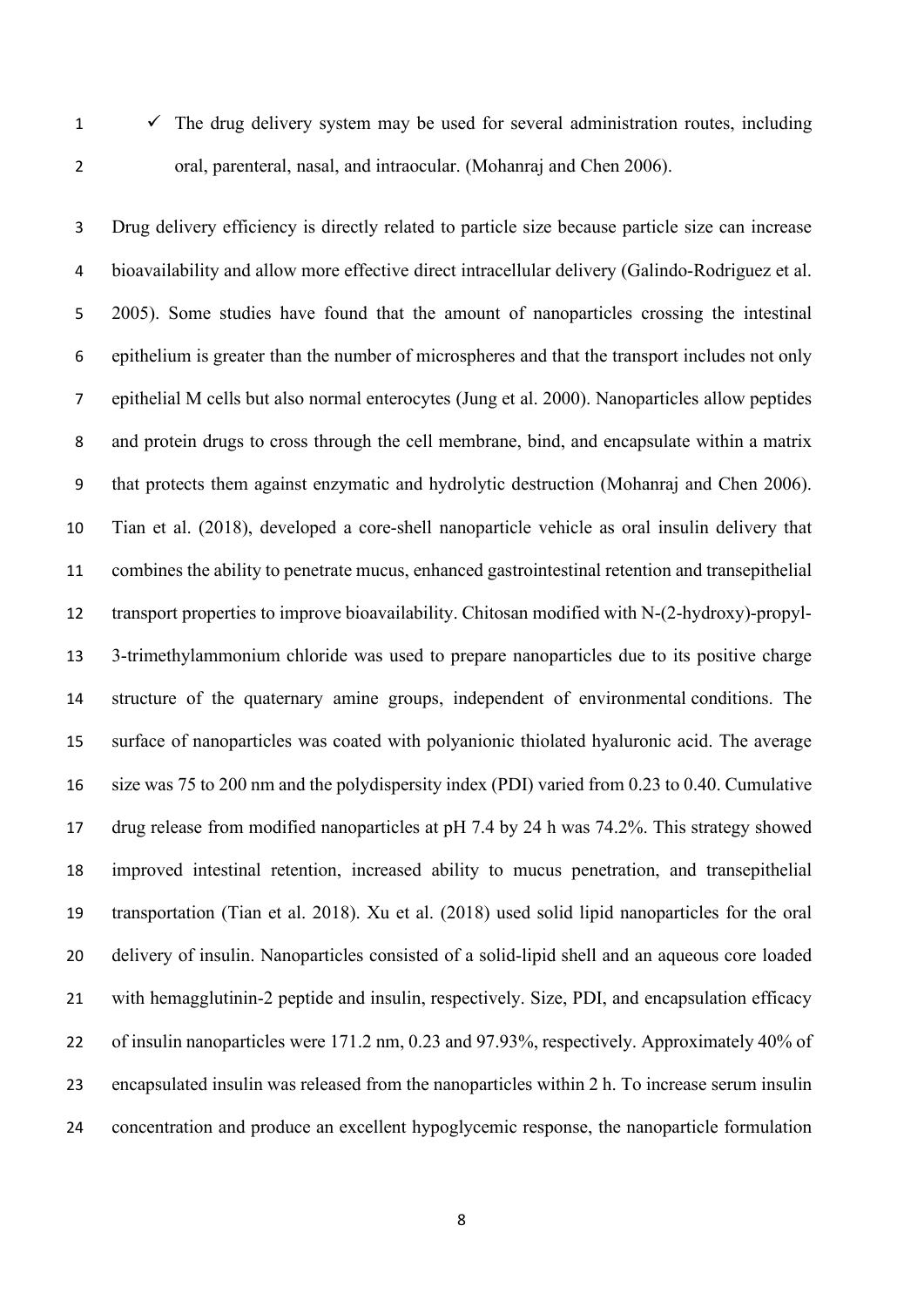- ✓ The drug delivery system may be used for several administration routes, including oral, parenteral, nasal, and intraocular. (Mohanraj and Chen 2006).

Drug delivery efficiency is directly related to particle size because particle size can increase bioavailability and allow more effective direct intracellular delivery (Galindo-Rodriguez et al. 2005). Some studies have found that the amount of nanoparticles crossing the intestinal epithelium is greater than the number of microspheres and that the transport includes not only epithelial M cells but also normal enterocytes (Jung et al. 2000). Nanoparticles allow peptides and protein drugs to cross through the cell membrane, bind, and encapsulate within a matrix that protects them against enzymatic and hydrolytic destruction (Mohanraj and Chen 2006). Tian et al. (2018), developed a core-shell nanoparticle vehicle as oral insulin delivery that combines the ability to penetrate mucus, enhanced gastrointestinal retention and transepithelial transport properties to improve bioavailability. Chitosan modified with N-(2-hydroxy)-propyl-3-trimethylammonium chloride was used to prepare nanoparticles due to its positive charge structure of the quaternary amine groups, independent of environmental conditions. The surface of nanoparticles was coated with polyanionic thiolated hyaluronic acid. The average size was 75 to 200 nm and the polydispersity index (PDI) varied from 0.23 to 0.40. Cumulative drug release from modified nanoparticles at pH 7.4 by 24 h was 74.2%. This strategy showed improved intestinal retention, increased ability to mucus penetration, and transepithelial transportation (Tian et al. 2018). Xu et al. (2018) used solid lipid nanoparticles for the oral delivery of insulin. Nanoparticles consisted of a solid-lipid shell and an aqueous core loaded with hemagglutinin-2 peptide and insulin, respectively. Size, PDI, and encapsulation efficacy of insulin nanoparticles were 171.2 nm, 0.23 and 97.93%, respectively. Approximately 40% of encapsulated insulin was released from the nanoparticles within 2 h. To increase serum insulin concentration and produce an excellent hypoglycemic response, the nanoparticle formulation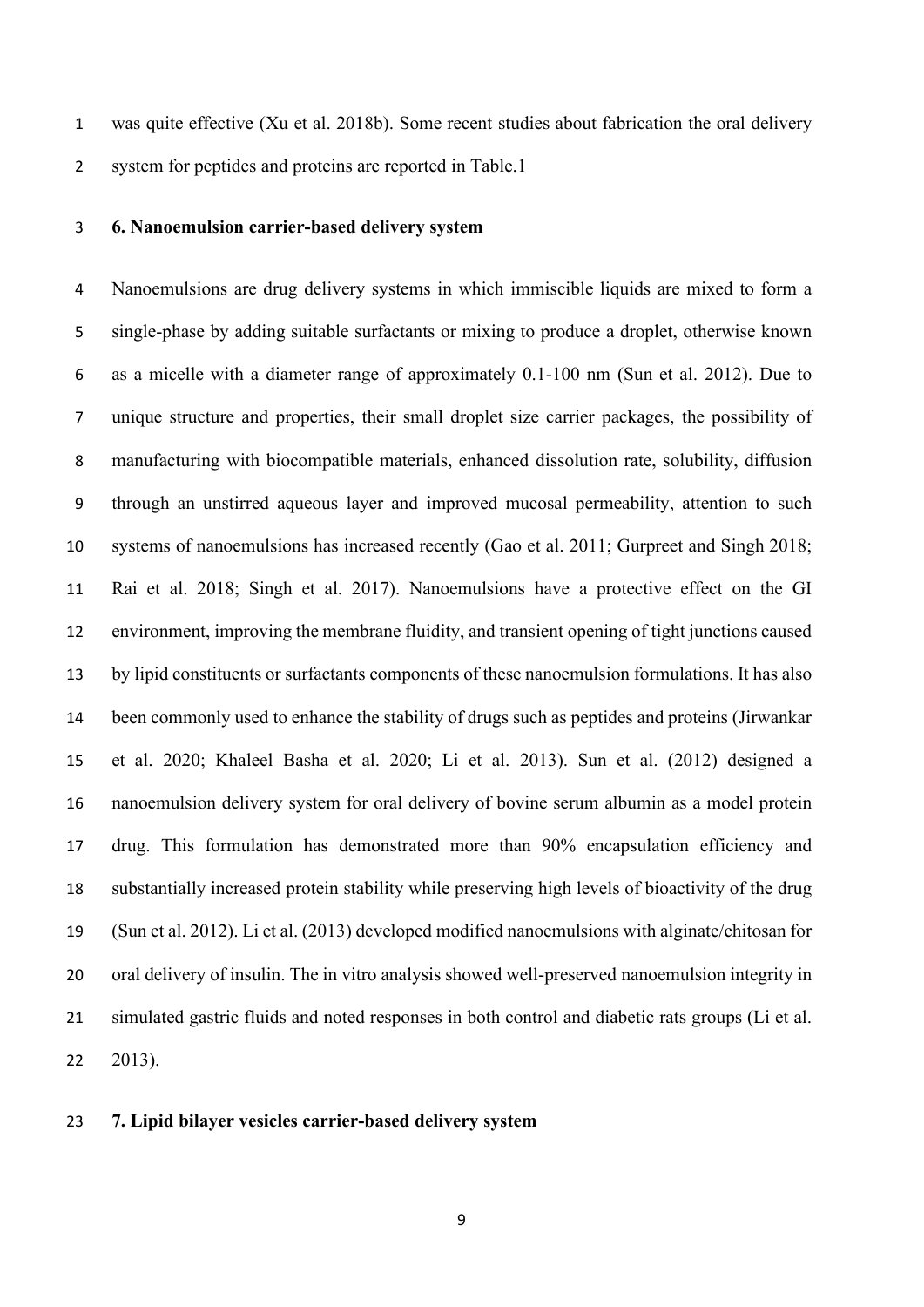was quite effective (Xu et al. 2018b). Some recent studies about fabrication the oral delivery system for peptides and proteins are reported in Table.1

## 6. Nanoemulsion carrier-based delivery system

Nanoemulsions are drug delivery systems in which immiscible liquids are mixed to form a single-phase by adding suitable surfactants or mixing to produce a droplet, otherwise known as a micelle with a diameter range of approximately 0.1-100 nm (Sun et al. 2012). Due to unique structure and properties, their small droplet size carrier packages, the possibility of manufacturing with biocompatible materials, enhanced dissolution rate, solubility, diffusion through an unstirred aqueous layer and improved mucosal permeability, attention to such systems of nanoemulsions has increased recently (Gao et al. 2011; Gurpreet and Singh 2018; Rai et al. 2018; Singh et al. 2017). Nanoemulsions have a protective effect on the GI environment, improving the membrane fluidity, and transient opening of tight junctions caused by lipid constituents or surfactants components of these nanoemulsion formulations. It has also been commonly used to enhance the stability of drugs such as peptides and proteins (Jirwankar et al. 2020; Khaleel Basha et al. 2020; Li et al. 2013). Sun et al. (2012) designed a nanoemulsion delivery system for oral delivery of bovine serum albumin as a model protein drug. This formulation has demonstrated more than 90% encapsulation efficiency and substantially increased protein stability while preserving high levels of bioactivity of the drug (Sun et al. 2012). Li et al. (2013) developed modified nanoemulsions with alginate/chitosan for oral delivery of insulin. The in vitro analysis showed well-preserved nanoemulsion integrity in simulated gastric fluids and noted responses in both control and diabetic rats groups (Li et al. 2013).

## 7. Lipid bilayer vesicles carrier-based delivery system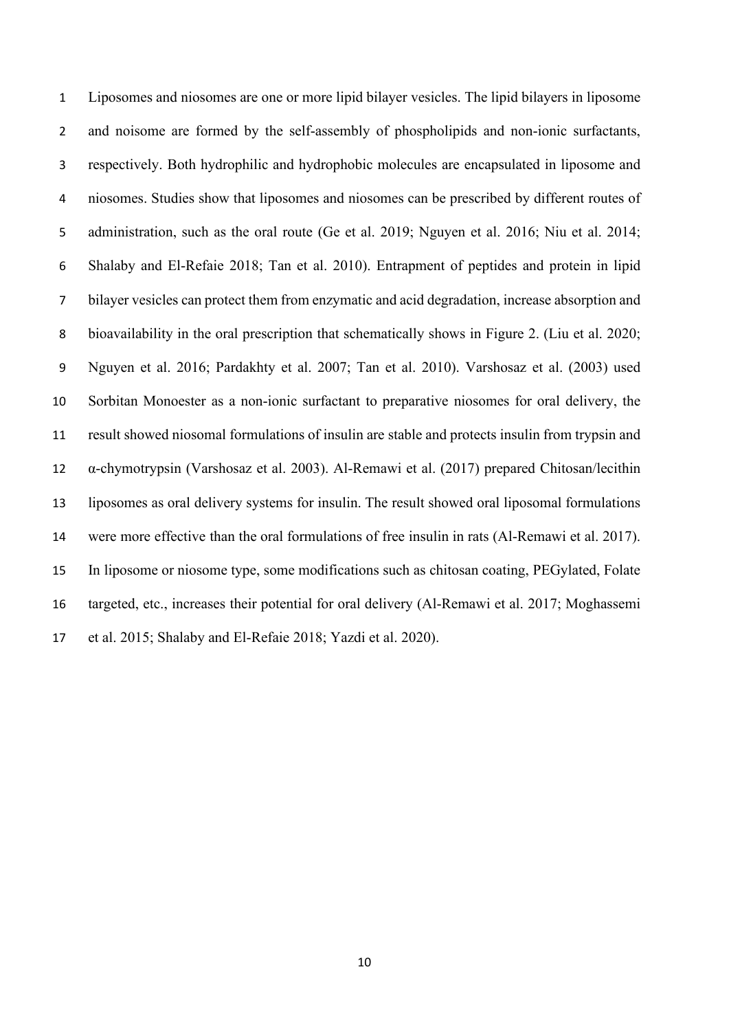Liposomes and niosomes are one or more lipid bilayer vesicles. The lipid bilayers in liposome and noisome are formed by the self-assembly of phospholipids and non-ionic surfactants, respectively. Both hydrophilic and hydrophobic molecules are encapsulated in liposome and niosomes. Studies show that liposomes and niosomes can be prescribed by different routes of administration, such as the oral route (Ge et al. 2019; Nguyen et al. 2016; Niu et al. 2014; Shalaby and El-Refaie 2018; Tan et al. 2010). Entrapment of peptides and protein in lipid bilayer vesicles can protect them from enzymatic and acid degradation, increase absorption and bioavailability in the oral prescription that schematically shows in Figure 2. (Liu et al. 2020; Nguyen et al. 2016; Pardakhty et al. 2007; Tan et al. 2010). Varshosaz et al. (2003) used Sorbitan Monoester as a non-ionic surfactant to preparative niosomes for oral delivery, the result showed niosomal formulations of insulin are stable and protects insulin from trypsin and α-chymotrypsin (Varshosaz et al. 2003). Al-Remawi et al. (2017) prepared Chitosan/lecithin liposomes as oral delivery systems for insulin. The result showed oral liposomal formulations were more effective than the oral formulations of free insulin in rats (Al-Remawi et al. 2017). In liposome or niosome type, some modifications such as chitosan coating, PEGylated, Folate targeted, etc., increases their potential for oral delivery (Al-Remawi et al. 2017; Moghassemi et al. 2015; Shalaby and El-Refaie 2018; Yazdi et al. 2020).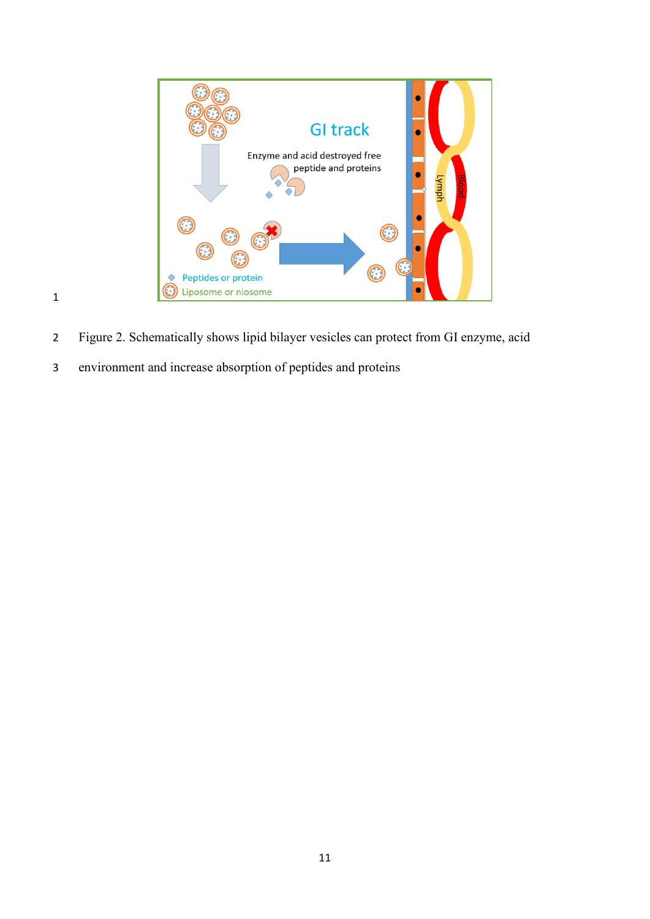Figure 2. Schematically shows lipid bilayer vesicles can protect from GI enzyme, acid environment and increase absorption of peptides and proteins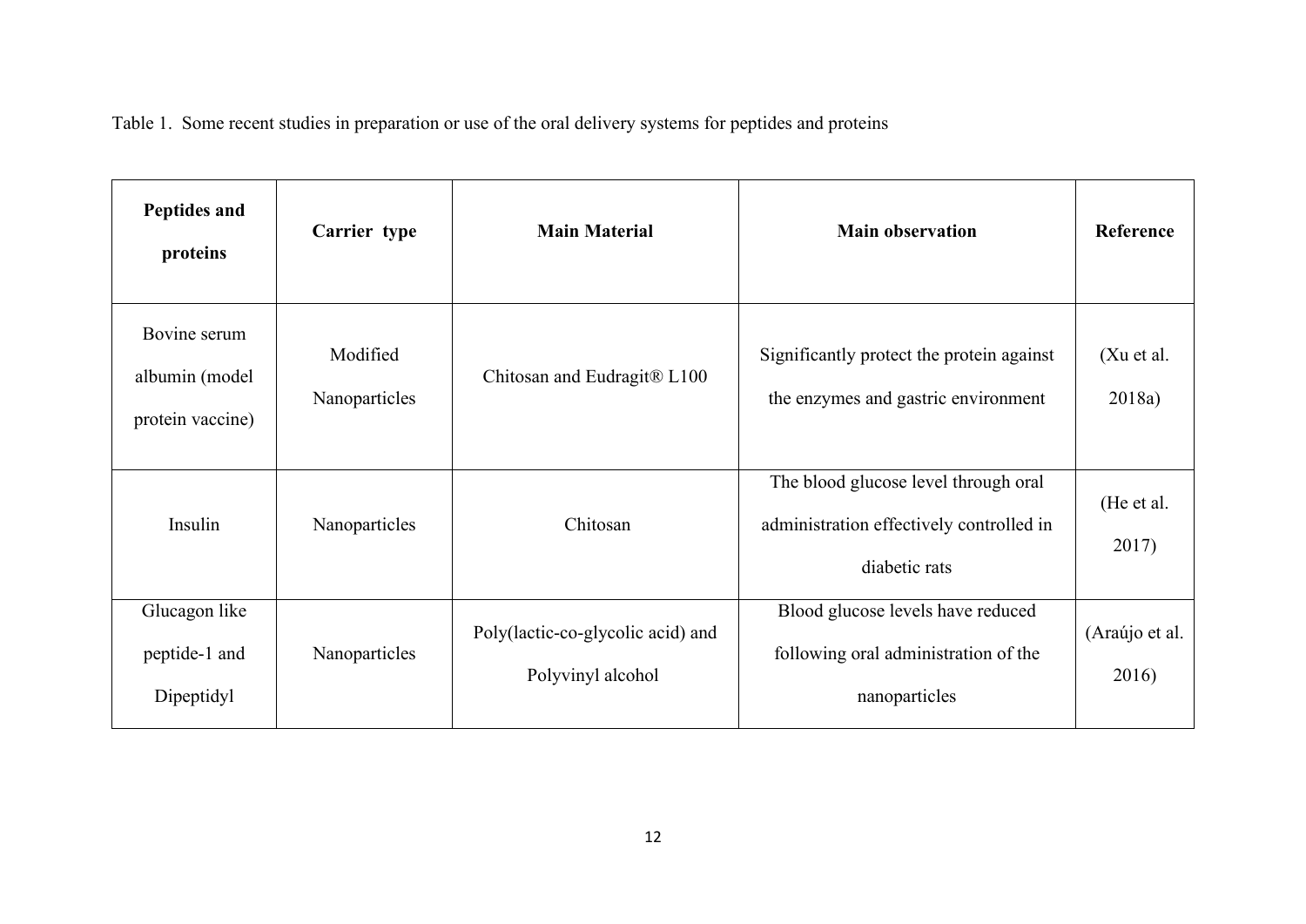Table 1. Some recent studies in preparation or use of the oral delivery systems for peptides and proteins

| **Peptides and proteins** | **Carrier type** | **Main Material** | **Main observation** | **Reference** |
|---|---|---|---|---|
| Bovine serum albumin (model protein vaccine) | Modified Nanoparticles | Chitosan and Eudragit® L100 | Significantly protect the protein against the enzymes and gastric environment | (Xu et al. 2018a) |
| Insulin | Nanoparticles | Chitosan | The blood glucose level through oral administration effectively controlled in diabetic rats | (He et al. 2017) |
| Glucagon like peptide-1 and Dipeptidyl | Nanoparticles | Poly(lactic-co-glycolic acid) and Polyvinyl alcohol | Blood glucose levels have reduced following oral administration of the nanoparticles | (Araújo et al. 2016) |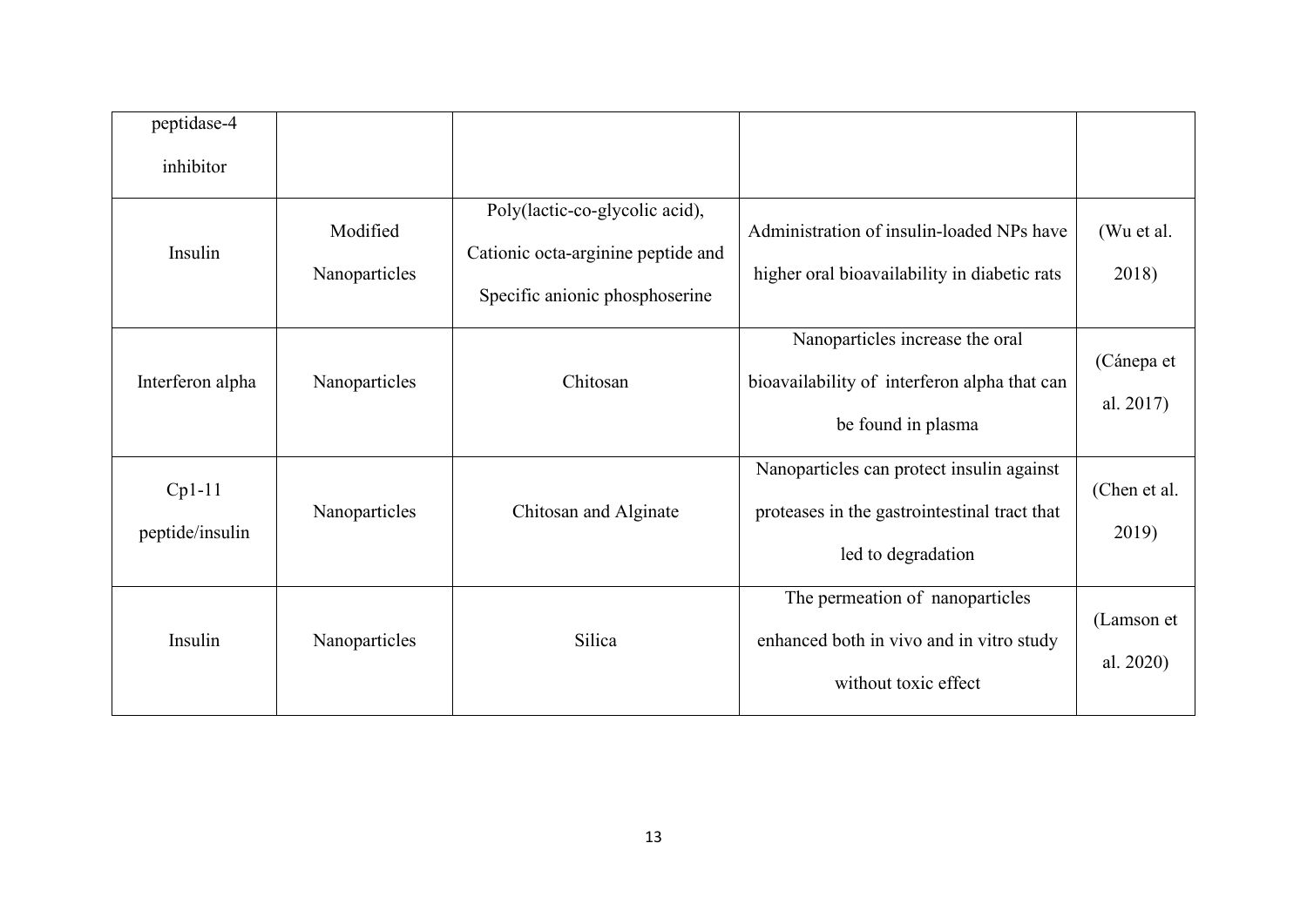| peptidase-4 inhibitor | | | | |
|---|---|---|---|---|
| Insulin | Modified Nanoparticles | Poly(lactic-co-glycolic acid), Cationic octa-arginine peptide and Specific anionic phosphoserine | Administration of insulin-loaded NPs have higher oral bioavailability in diabetic rats | (Wu et al. 2018) |
| Interferon alpha | Nanoparticles | Chitosan | Nanoparticles increase the oral bioavailability of interferon alpha that can be found in plasma | (Cánepa et al. 2017) |
| Cp1-11 peptide/insulin | Nanoparticles | Chitosan and Alginate | Nanoparticles can protect insulin against proteases in the gastrointestinal tract that led to degradation | (Chen et al. 2019) |
| Insulin | Nanoparticles | Silica | The permeation of nanoparticles enhanced both in vivo and in vitro study without toxic effect | (Lamson et al. 2020) |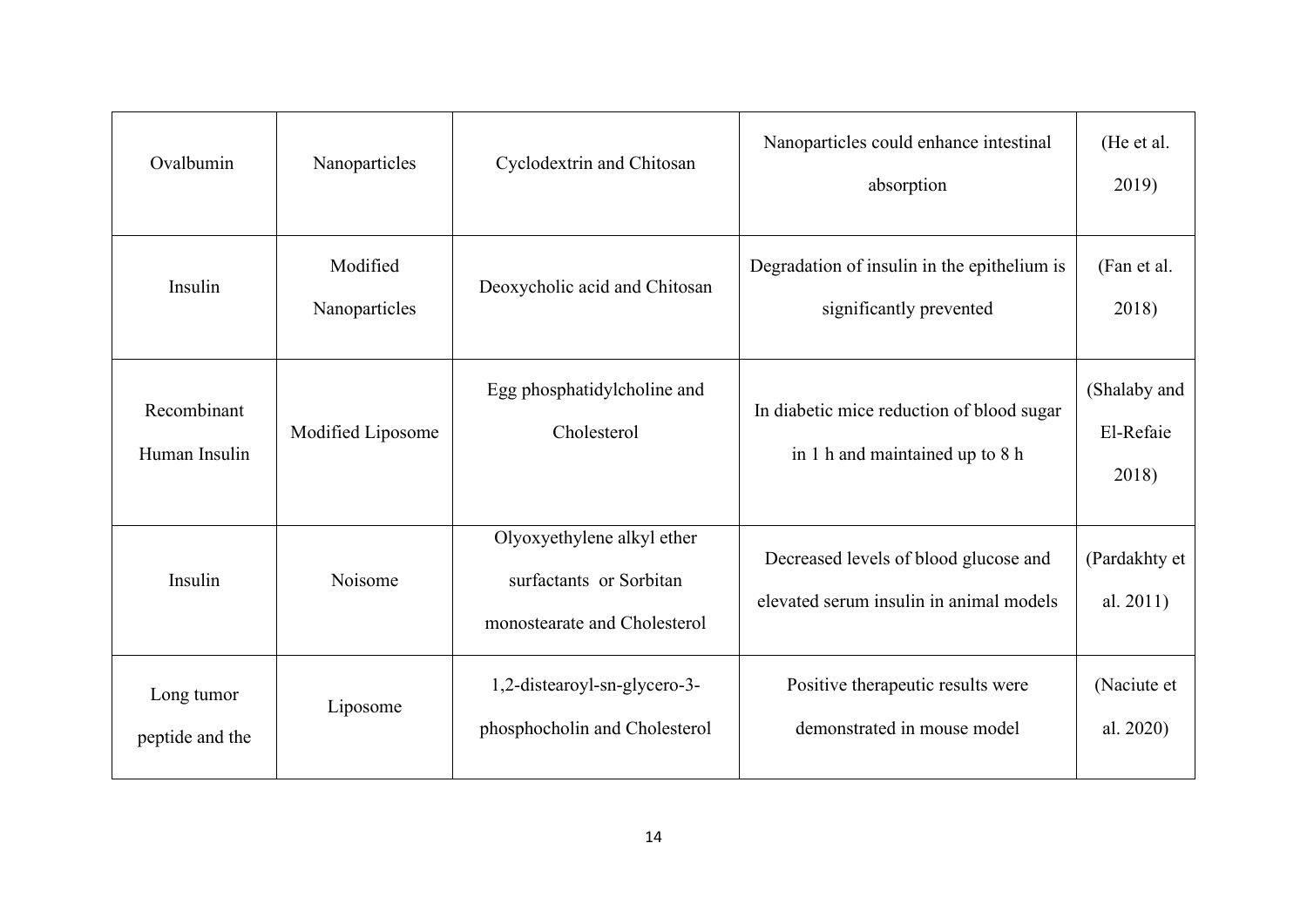| Ovalbumin | Nanoparticles | Cyclodextrin and Chitosan | Nanoparticles could enhance intestinal absorption | (He et al. 2019) |
|---|---|---|---|---|
| Insulin | Modified Nanoparticles | Deoxycholic acid and Chitosan | Degradation of insulin in the epithelium is significantly prevented | (Fan et al. 2018) |
| Recombinant Human Insulin | Modified Liposome | Egg phosphatidylcholine and Cholesterol | In diabetic mice reduction of blood sugar in 1 h and maintained up to 8 h | (Shalaby and El-Refaie 2018) |
| Insulin | Noisome | Olyoxyethylene alkyl ether surfactants or Sorbitan monostearate and Cholesterol | Decreased levels of blood glucose and elevated serum insulin in animal models | (Pardakhty et al. 2011) |
| Long tumor peptide and the | Liposome | 1,2-distearoyl-sn-glycero-3-phosphocholin and Cholesterol | Positive therapeutic results were demonstrated in mouse model | (Naciute et al. 2020) |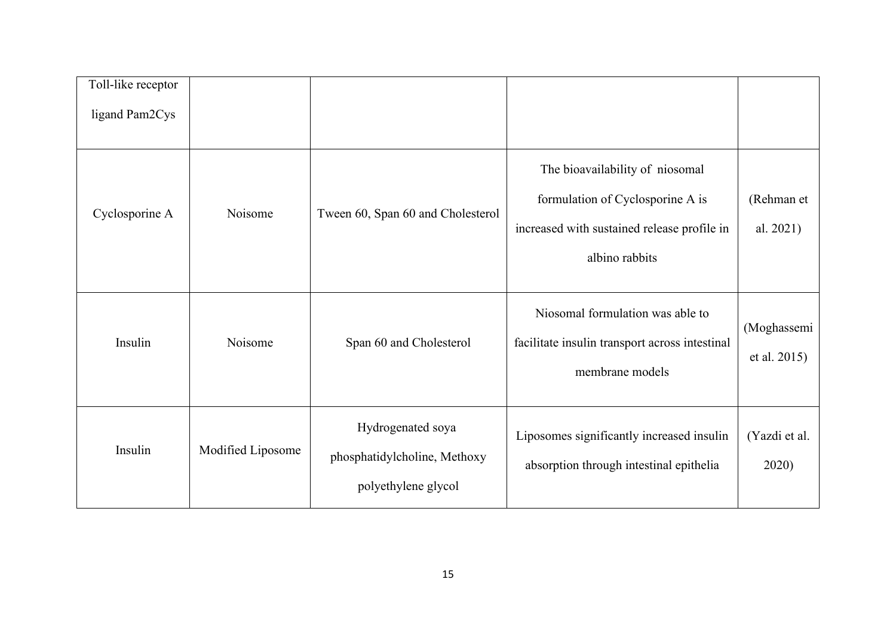| Toll-like receptor ligand Pam2Cys | | | | |
|---|---|---|---|---|
| Cyclosporine A | Noisome | Tween 60, Span 60 and Cholesterol | The bioavailability of niosomal formulation of Cyclosporine A is increased with sustained release profile in albino rabbits | (Rehman et al. 2021) |
| Insulin | Noisome | Span 60 and Cholesterol | Niosomal formulation was able to facilitate insulin transport across intestinal membrane models | (Moghassemi et al. 2015) |
| Insulin | Modified Liposome | Hydrogenated soya phosphatidylcholine, Methoxy polyethylene glycol | Liposomes significantly increased insulin absorption through intestinal epithelia | (Yazdi et al. 2020) |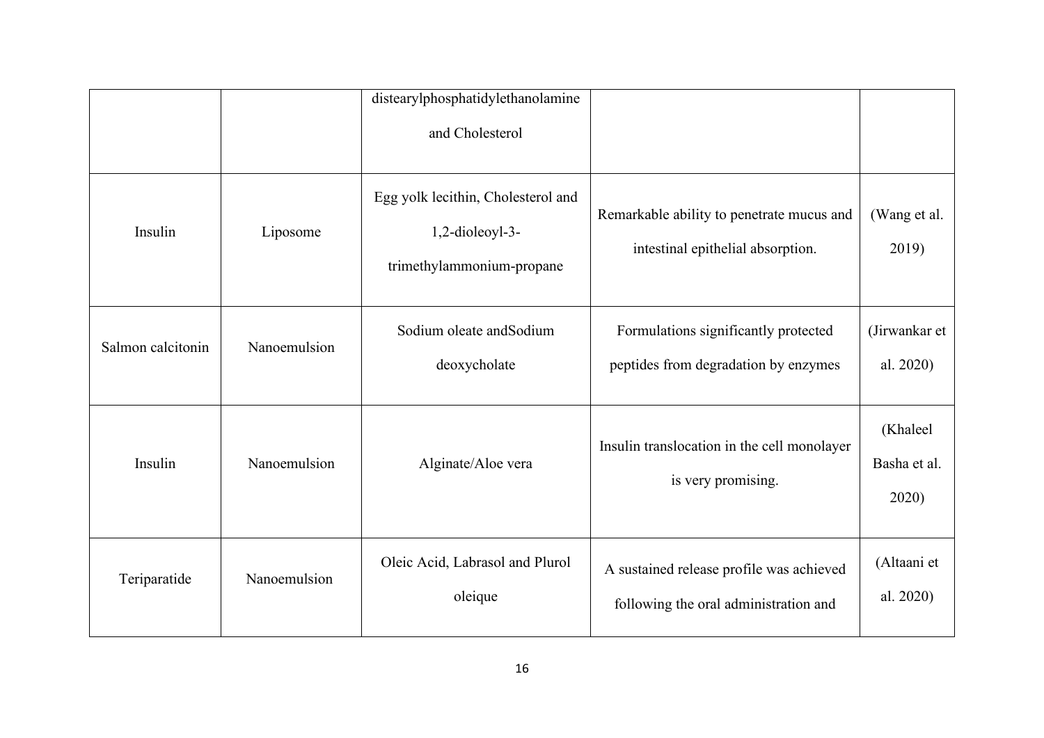| | | distearylphosphatidylethanolamine and Cholesterol | | |
|---|---|---|---|---|
| Insulin | Liposome | Egg yolk lecithin, Cholesterol and 1,2-dioleoyl-3-trimethylammonium-propane | Remarkable ability to penetrate mucus and intestinal epithelial absorption. | (Wang et al. 2019) |
| Salmon calcitonin | Nanoemulsion | Sodium oleate andSodium deoxycholate | Formulations significantly protected peptides from degradation by enzymes | (Jirwankar et al. 2020) |
| Insulin | Nanoemulsion | Alginate/Aloe vera | Insulin translocation in the cell monolayer is very promising. | (Khaleel Basha et al. 2020) |
| Teriparatide | Nanoemulsion | Oleic Acid, Labrasol and Plurol oleique | A sustained release profile was achieved following the oral administration and | (Altaani et al. 2020) |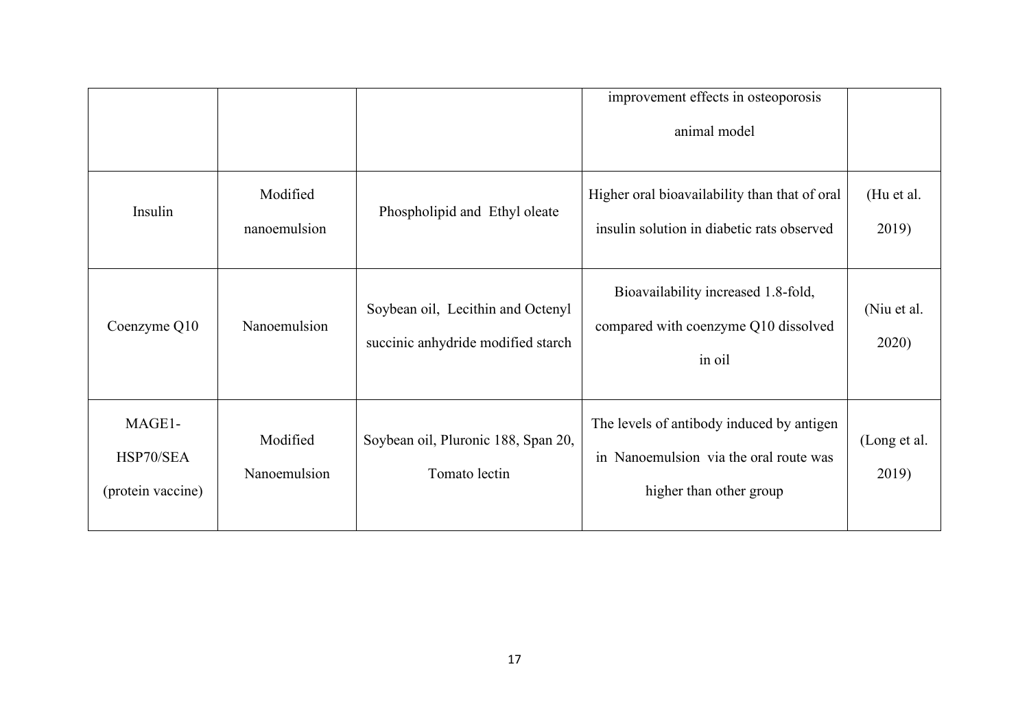| | | | improvement effects in osteoporosis animal model | |
|---|---|---|---|---|
| Insulin | Modified nanoemulsion | Phospholipid and Ethyl oleate | Higher oral bioavailability than that of oral insulin solution in diabetic rats observed | (Hu et al. 2019) |
| Coenzyme Q10 | Nanoemulsion | Soybean oil, Lecithin and Octenyl succinic anhydride modified starch | Bioavailability increased 1.8-fold, compared with coenzyme Q10 dissolved in oil | (Niu et al. 2020) |
| MAGE1-HSP70/SEA (protein vaccine) | Modified Nanoemulsion | Soybean oil, Pluronic 188, Span 20, Tomato lectin | The levels of antibody induced by antigen in Nanoemulsion via the oral route was higher than other group | (Long et al. 2019) |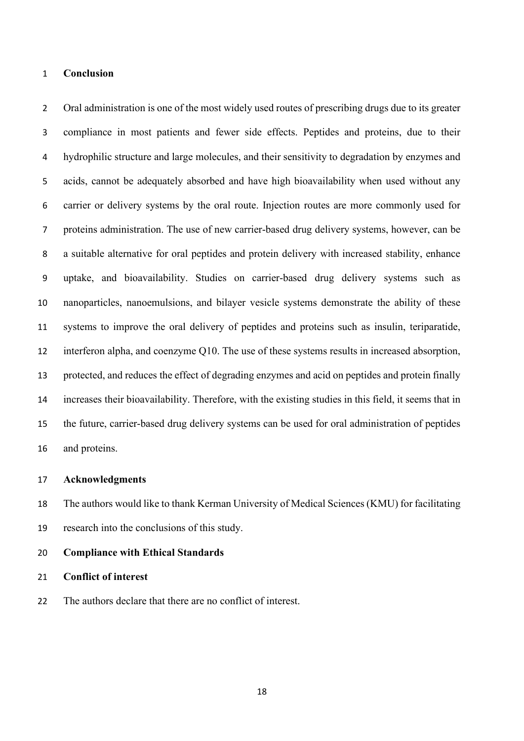## Conclusion

Oral administration is one of the most widely used routes of prescribing drugs due to its greater compliance in most patients and fewer side effects. Peptides and proteins, due to their hydrophilic structure and large molecules, and their sensitivity to degradation by enzymes and acids, cannot be adequately absorbed and have high bioavailability when used without any carrier or delivery systems by the oral route. Injection routes are more commonly used for proteins administration. The use of new carrier-based drug delivery systems, however, can be a suitable alternative for oral peptides and protein delivery with increased stability, enhance uptake, and bioavailability. Studies on carrier-based drug delivery systems such as nanoparticles, nanoemulsions, and bilayer vesicle systems demonstrate the ability of these systems to improve the oral delivery of peptides and proteins such as insulin, teriparatide, interferon alpha, and coenzyme Q10. The use of these systems results in increased absorption, protected, and reduces the effect of degrading enzymes and acid on peptides and protein finally increases their bioavailability. Therefore, with the existing studies in this field, it seems that in the future, carrier-based drug delivery systems can be used for oral administration of peptides and proteins.

## Acknowledgments

The authors would like to thank Kerman University of Medical Sciences (KMU) for facilitating research into the conclusions of this study.

## Compliance with Ethical Standards

### Conflict of interest

The authors declare that there are no conflict of interest.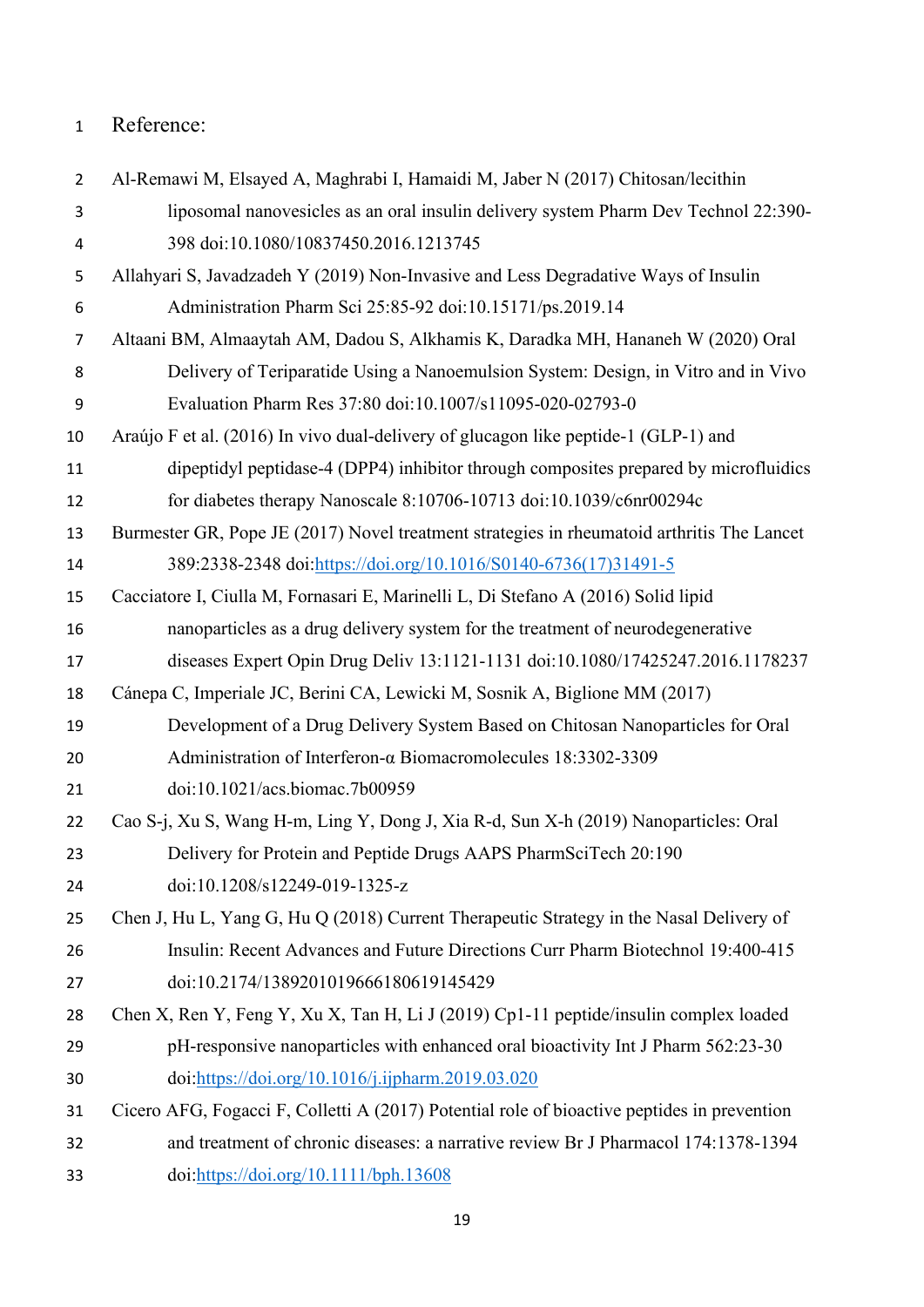Reference:

Al-Remawi M, Elsayed A, Maghrabi I, Hamaidi M, Jaber N (2017) Chitosan/lecithin liposomal nanovesicles as an oral insulin delivery system Pharm Dev Technol 22:390-398 doi:10.1080/10837450.2016.1213745

Allahyari S, Javadzadeh Y (2019) Non-Invasive and Less Degradative Ways of Insulin Administration Pharm Sci 25:85-92 doi:10.15171/ps.2019.14

Altaani BM, Almaaytah AM, Dadou S, Alkhamis K, Daradka MH, Hananeh W (2020) Oral Delivery of Teriparatide Using a Nanoemulsion System: Design, in Vitro and in Vivo Evaluation Pharm Res 37:80 doi:10.1007/s11095-020-02793-0

Araújo F et al. (2016) In vivo dual-delivery of glucagon like peptide-1 (GLP-1) and dipeptidyl peptidase-4 (DPP4) inhibitor through composites prepared by microfluidics for diabetes therapy Nanoscale 8:10706-10713 doi:10.1039/c6nr00294c

Burmester GR, Pope JE (2017) Novel treatment strategies in rheumatoid arthritis The Lancet 389:2338-2348 doi:https://doi.org/10.1016/S0140-6736(17)31491-5

Cacciatore I, Ciulla M, Fornasari E, Marinelli L, Di Stefano A (2016) Solid lipid nanoparticles as a drug delivery system for the treatment of neurodegenerative diseases Expert Opin Drug Deliv 13:1121-1131 doi:10.1080/17425247.2016.1178237

Cánepa C, Imperiale JC, Berini CA, Lewicki M, Sosnik A, Biglione MM (2017) Development of a Drug Delivery System Based on Chitosan Nanoparticles for Oral Administration of Interferon-α Biomacromolecules 18:3302-3309 doi:10.1021/acs.biomac.7b00959

Cao S-j, Xu S, Wang H-m, Ling Y, Dong J, Xia R-d, Sun X-h (2019) Nanoparticles: Oral Delivery for Protein and Peptide Drugs AAPS PharmSciTech 20:190 doi:10.1208/s12249-019-1325-z

Chen J, Hu L, Yang G, Hu Q (2018) Current Therapeutic Strategy in the Nasal Delivery of Insulin: Recent Advances and Future Directions Curr Pharm Biotechnol 19:400-415 doi:10.2174/1389201019666180619145429

Chen X, Ren Y, Feng Y, Xu X, Tan H, Li J (2019) Cp1-11 peptide/insulin complex loaded pH-responsive nanoparticles with enhanced oral bioactivity Int J Pharm 562:23-30 doi:https://doi.org/10.1016/j.ijpharm.2019.03.020

Cicero AFG, Fogacci F, Colletti A (2017) Potential role of bioactive peptides in prevention and treatment of chronic diseases: a narrative review Br J Pharmacol 174:1378-1394 doi:https://doi.org/10.1111/bph.13608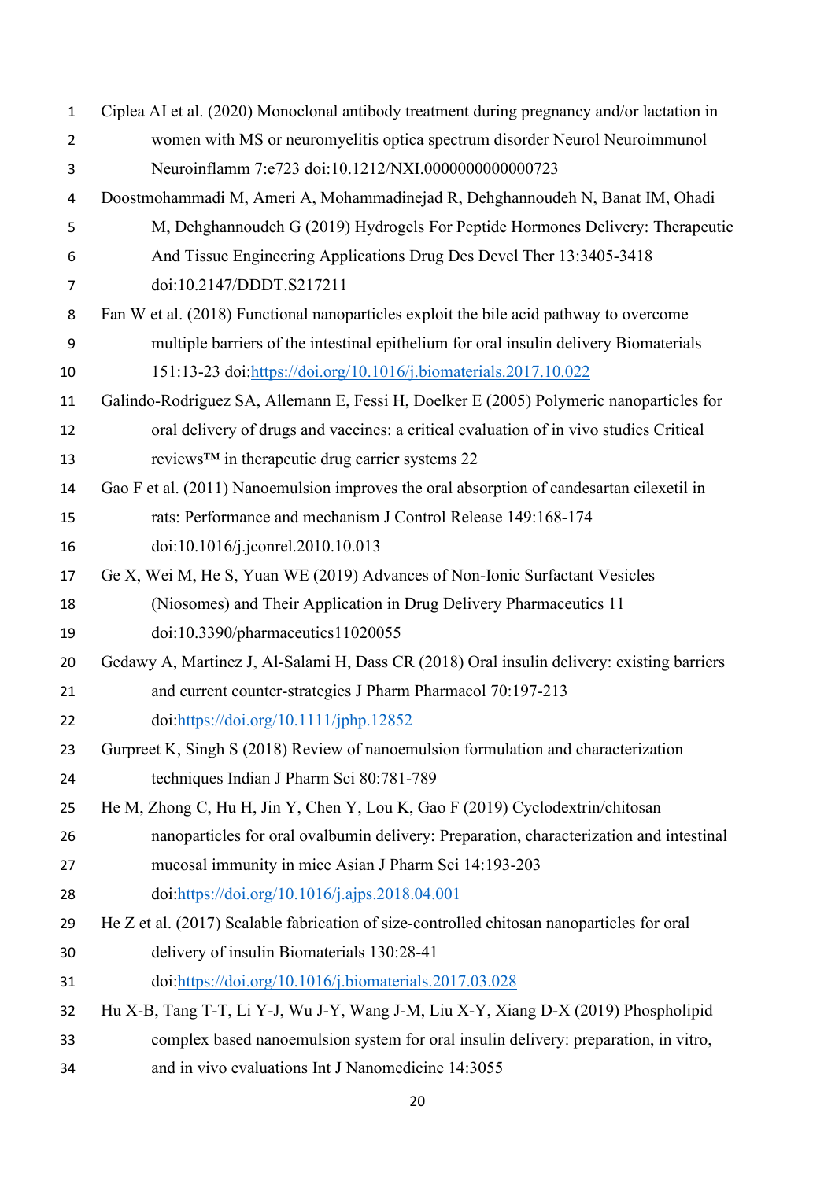Ciplea AI et al. (2020) Monoclonal antibody treatment during pregnancy and/or lactation in women with MS or neuromyelitis optica spectrum disorder Neurol Neuroimmunol Neuroinflamm 7:e723 doi:10.1212/NXI.0000000000000723

Doostmohammadi M, Ameri A, Mohammadinejad R, Dehghannoudeh N, Banat IM, Ohadi M, Dehghannoudeh G (2019) Hydrogels For Peptide Hormones Delivery: Therapeutic And Tissue Engineering Applications Drug Des Devel Ther 13:3405-3418 doi:10.2147/DDDT.S217211

Fan W et al. (2018) Functional nanoparticles exploit the bile acid pathway to overcome multiple barriers of the intestinal epithelium for oral insulin delivery Biomaterials 151:13-23 doi:https://doi.org/10.1016/j.biomaterials.2017.10.022

Galindo-Rodriguez SA, Allemann E, Fessi H, Doelker E (2005) Polymeric nanoparticles for oral delivery of drugs and vaccines: a critical evaluation of in vivo studies Critical reviews™ in therapeutic drug carrier systems 22

Gao F et al. (2011) Nanoemulsion improves the oral absorption of candesartan cilexetil in rats: Performance and mechanism J Control Release 149:168-174 doi:10.1016/j.jconrel.2010.10.013

Ge X, Wei M, He S, Yuan WE (2019) Advances of Non-Ionic Surfactant Vesicles (Niosomes) and Their Application in Drug Delivery Pharmaceutics 11 doi:10.3390/pharmaceutics11020055

Gedawy A, Martinez J, Al-Salami H, Dass CR (2018) Oral insulin delivery: existing barriers and current counter-strategies J Pharm Pharmacol 70:197-213 doi:https://doi.org/10.1111/jphp.12852

Gurpreet K, Singh S (2018) Review of nanoemulsion formulation and characterization techniques Indian J Pharm Sci 80:781-789

He M, Zhong C, Hu H, Jin Y, Chen Y, Lou K, Gao F (2019) Cyclodextrin/chitosan nanoparticles for oral ovalbumin delivery: Preparation, characterization and intestinal mucosal immunity in mice Asian J Pharm Sci 14:193-203 doi:https://doi.org/10.1016/j.ajps.2018.04.001

He Z et al. (2017) Scalable fabrication of size-controlled chitosan nanoparticles for oral delivery of insulin Biomaterials 130:28-41 doi:https://doi.org/10.1016/j.biomaterials.2017.03.028

Hu X-B, Tang T-T, Li Y-J, Wu J-Y, Wang J-M, Liu X-Y, Xiang D-X (2019) Phospholipid complex based nanoemulsion system for oral insulin delivery: preparation, in vitro, and in vivo evaluations Int J Nanomedicine 14:3055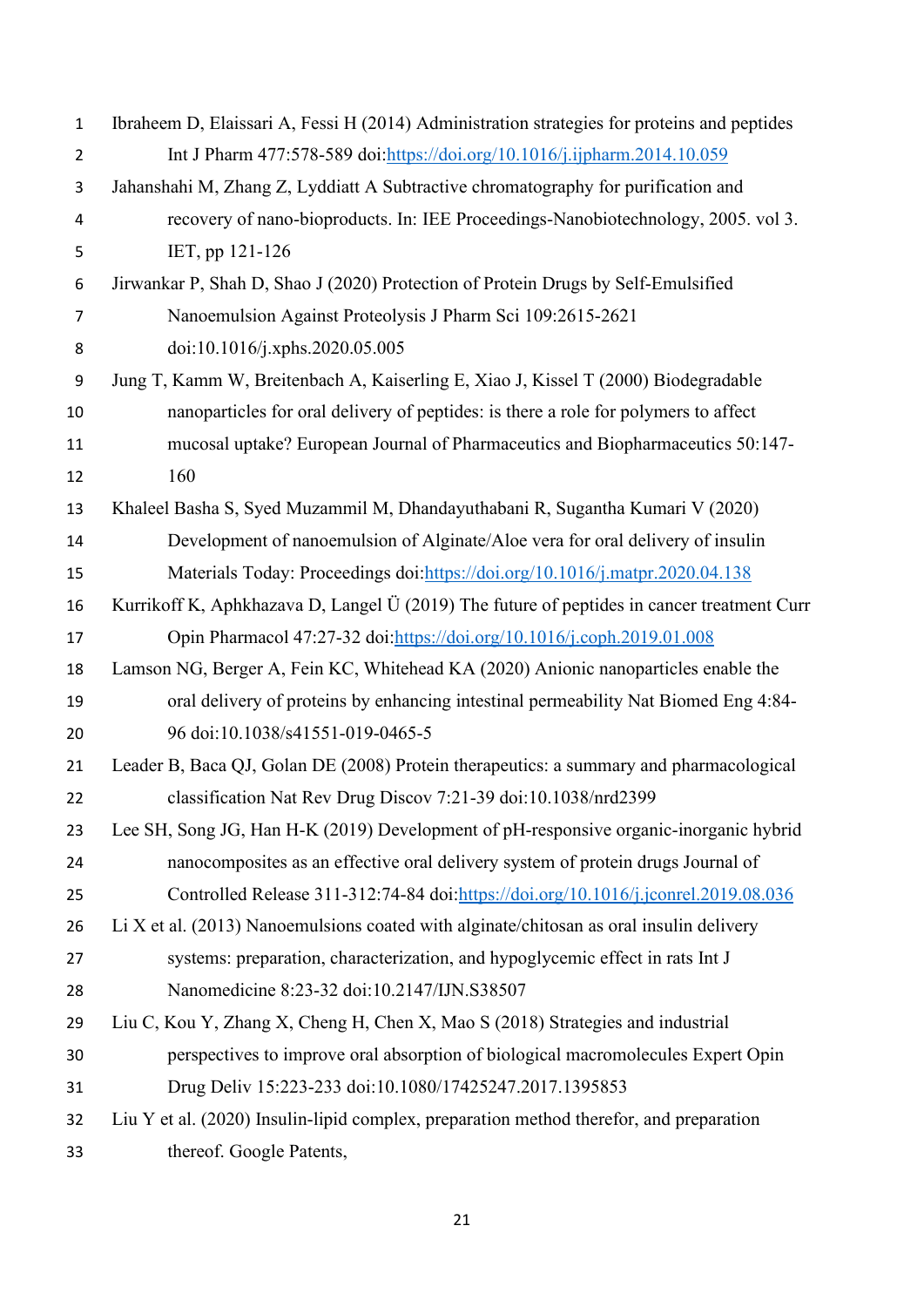Ibraheem D, Elaissari A, Fessi H (2014) Administration strategies for proteins and peptides Int J Pharm 477:578-589 doi:https://doi.org/10.1016/j.ijpharm.2014.10.059

Jahanshahi M, Zhang Z, Lyddiatt A Subtractive chromatography for purification and recovery of nano-bioproducts. In: IEE Proceedings-Nanobiotechnology, 2005. vol 3. IET, pp 121-126

Jirwankar P, Shah D, Shao J (2020) Protection of Protein Drugs by Self-Emulsified Nanoemulsion Against Proteolysis J Pharm Sci 109:2615-2621 doi:10.1016/j.xphs.2020.05.005

Jung T, Kamm W, Breitenbach A, Kaiserling E, Xiao J, Kissel T (2000) Biodegradable nanoparticles for oral delivery of peptides: is there a role for polymers to affect mucosal uptake? European Journal of Pharmaceutics and Biopharmaceutics 50:147-160

Khaleel Basha S, Syed Muzammil M, Dhandayuthabani R, Sugantha Kumari V (2020) Development of nanoemulsion of Alginate/Aloe vera for oral delivery of insulin Materials Today: Proceedings doi:https://doi.org/10.1016/j.matpr.2020.04.138

Kurrikoff K, Aphkhazava D, Langel Ü (2019) The future of peptides in cancer treatment Curr Opin Pharmacol 47:27-32 doi:https://doi.org/10.1016/j.coph.2019.01.008

Lamson NG, Berger A, Fein KC, Whitehead KA (2020) Anionic nanoparticles enable the oral delivery of proteins by enhancing intestinal permeability Nat Biomed Eng 4:84-96 doi:10.1038/s41551-019-0465-5

Leader B, Baca QJ, Golan DE (2008) Protein therapeutics: a summary and pharmacological classification Nat Rev Drug Discov 7:21-39 doi:10.1038/nrd2399

Lee SH, Song JG, Han H-K (2019) Development of pH-responsive organic-inorganic hybrid nanocomposites as an effective oral delivery system of protein drugs Journal of Controlled Release 311-312:74-84 doi:https://doi.org/10.1016/j.jconrel.2019.08.036

Li X et al. (2013) Nanoemulsions coated with alginate/chitosan as oral insulin delivery systems: preparation, characterization, and hypoglycemic effect in rats Int J Nanomedicine 8:23-32 doi:10.2147/IJN.S38507

Liu C, Kou Y, Zhang X, Cheng H, Chen X, Mao S (2018) Strategies and industrial perspectives to improve oral absorption of biological macromolecules Expert Opin Drug Deliv 15:223-233 doi:10.1080/17425247.2017.1395853

Liu Y et al. (2020) Insulin-lipid complex, preparation method therefor, and preparation thereof. Google Patents,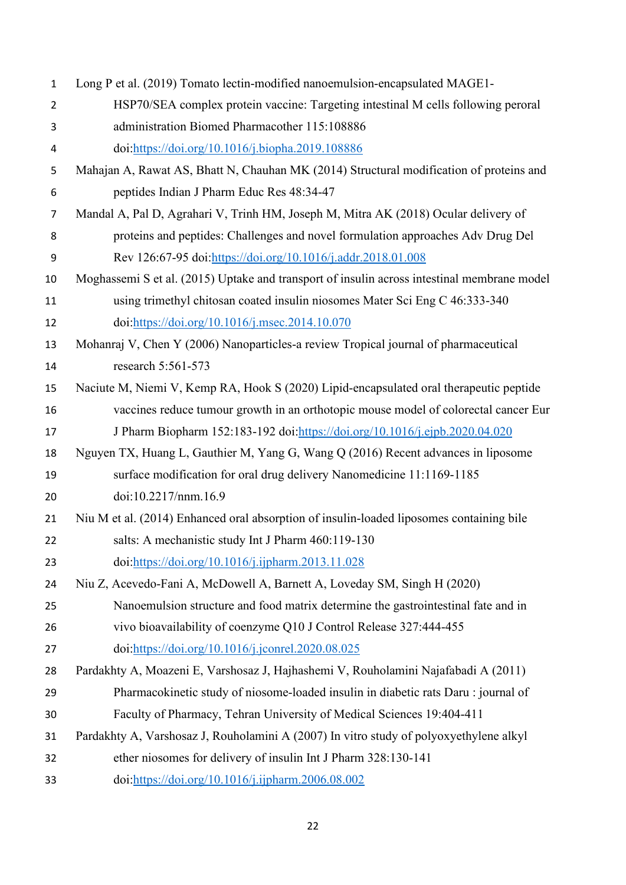Long P et al. (2019) Tomato lectin-modified nanoemulsion-encapsulated MAGE1-HSP70/SEA complex protein vaccine: Targeting intestinal M cells following peroral administration Biomed Pharmacother 115:108886 doi:https://doi.org/10.1016/j.biopha.2019.108886

Mahajan A, Rawat AS, Bhatt N, Chauhan MK (2014) Structural modification of proteins and peptides Indian J Pharm Educ Res 48:34-47

Mandal A, Pal D, Agrahari V, Trinh HM, Joseph M, Mitra AK (2018) Ocular delivery of proteins and peptides: Challenges and novel formulation approaches Adv Drug Del Rev 126:67-95 doi:https://doi.org/10.1016/j.addr.2018.01.008

Moghassemi S et al. (2015) Uptake and transport of insulin across intestinal membrane model using trimethyl chitosan coated insulin niosomes Mater Sci Eng C 46:333-340 doi:https://doi.org/10.1016/j.msec.2014.10.070

Mohanraj V, Chen Y (2006) Nanoparticles-a review Tropical journal of pharmaceutical research 5:561-573

Naciute M, Niemi V, Kemp RA, Hook S (2020) Lipid-encapsulated oral therapeutic peptide vaccines reduce tumour growth in an orthotopic mouse model of colorectal cancer Eur J Pharm Biopharm 152:183-192 doi:https://doi.org/10.1016/j.ejpb.2020.04.020

Nguyen TX, Huang L, Gauthier M, Yang G, Wang Q (2016) Recent advances in liposome surface modification for oral drug delivery Nanomedicine 11:1169-1185 doi:10.2217/nnm.16.9

Niu M et al. (2014) Enhanced oral absorption of insulin-loaded liposomes containing bile salts: A mechanistic study Int J Pharm 460:119-130 doi:https://doi.org/10.1016/j.ijpharm.2013.11.028

Niu Z, Acevedo-Fani A, McDowell A, Barnett A, Loveday SM, Singh H (2020) Nanoemulsion structure and food matrix determine the gastrointestinal fate and in vivo bioavailability of coenzyme Q10 J Control Release 327:444-455 doi:https://doi.org/10.1016/j.jconrel.2020.08.025

Pardakhty A, Moazeni E, Varshosaz J, Hajhashemi V, Rouholamini Najafabadi A (2011) Pharmacokinetic study of niosome-loaded insulin in diabetic rats Daru : journal of Faculty of Pharmacy, Tehran University of Medical Sciences 19:404-411

Pardakhty A, Varshosaz J, Rouholamini A (2007) In vitro study of polyoxyethylene alkyl ether niosomes for delivery of insulin Int J Pharm 328:130-141 doi:https://doi.org/10.1016/j.ijpharm.2006.08.002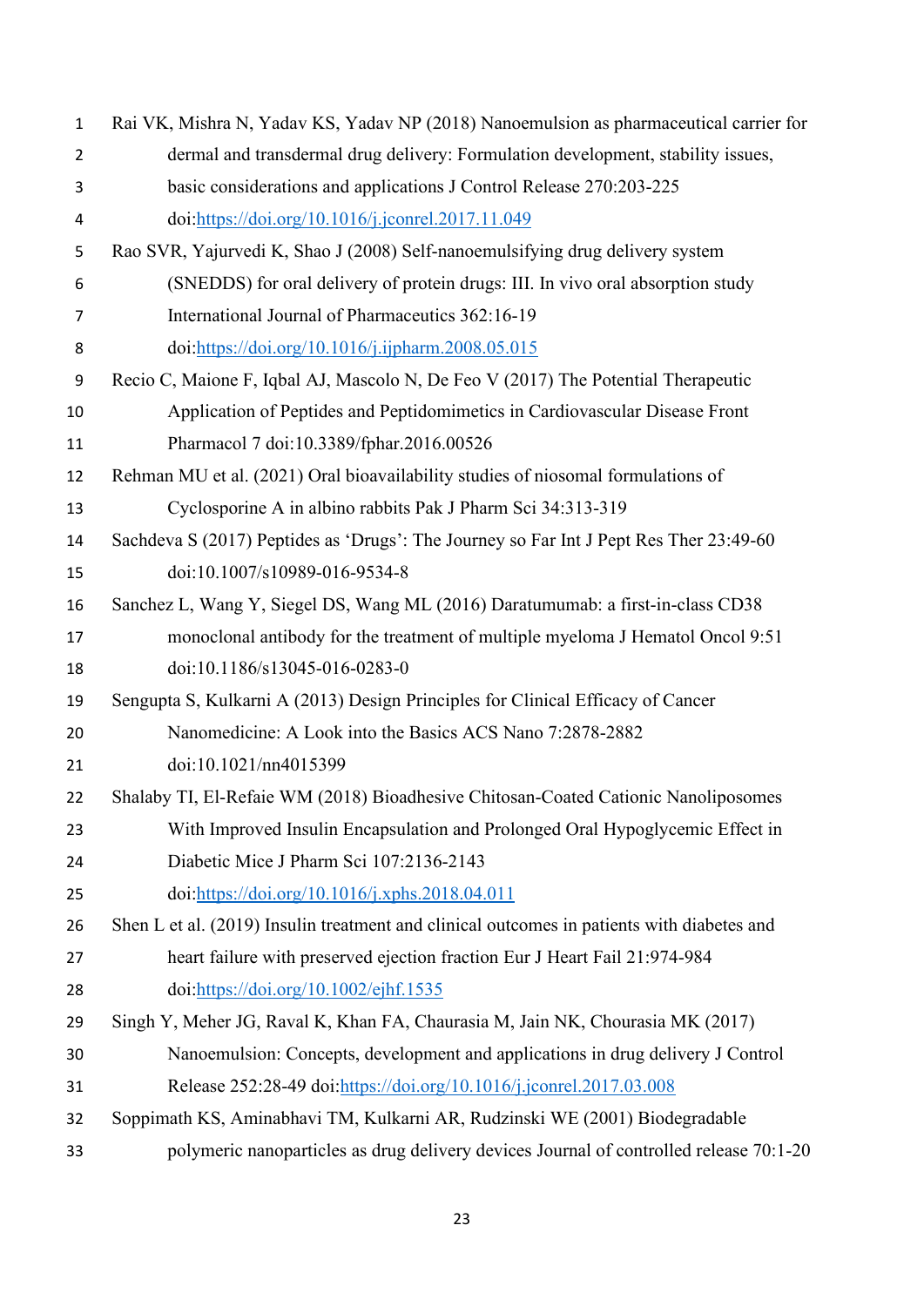Rai VK, Mishra N, Yadav KS, Yadav NP (2018) Nanoemulsion as pharmaceutical carrier for dermal and transdermal drug delivery: Formulation development, stability issues, basic considerations and applications J Control Release 270:203-225 doi:https://doi.org/10.1016/j.jconrel.2017.11.049

Rao SVR, Yajurvedi K, Shao J (2008) Self-nanoemulsifying drug delivery system (SNEDDS) for oral delivery of protein drugs: III. In vivo oral absorption study International Journal of Pharmaceutics 362:16-19 doi:https://doi.org/10.1016/j.ijpharm.2008.05.015

Recio C, Maione F, Iqbal AJ, Mascolo N, De Feo V (2017) The Potential Therapeutic Application of Peptides and Peptidomimetics in Cardiovascular Disease Front Pharmacol 7 doi:10.3389/fphar.2016.00526

Rehman MU et al. (2021) Oral bioavailability studies of niosomal formulations of Cyclosporine A in albino rabbits Pak J Pharm Sci 34:313-319

Sachdeva S (2017) Peptides as 'Drugs': The Journey so Far Int J Pept Res Ther 23:49-60 doi:10.1007/s10989-016-9534-8

Sanchez L, Wang Y, Siegel DS, Wang ML (2016) Daratumumab: a first-in-class CD38 monoclonal antibody for the treatment of multiple myeloma J Hematol Oncol 9:51 doi:10.1186/s13045-016-0283-0

Sengupta S, Kulkarni A (2013) Design Principles for Clinical Efficacy of Cancer Nanomedicine: A Look into the Basics ACS Nano 7:2878-2882 doi:10.1021/nn4015399

Shalaby TI, El-Refaie WM (2018) Bioadhesive Chitosan-Coated Cationic Nanoliposomes With Improved Insulin Encapsulation and Prolonged Oral Hypoglycemic Effect in Diabetic Mice J Pharm Sci 107:2136-2143 doi:https://doi.org/10.1016/j.xphs.2018.04.011

Shen L et al. (2019) Insulin treatment and clinical outcomes in patients with diabetes and heart failure with preserved ejection fraction Eur J Heart Fail 21:974-984 doi:https://doi.org/10.1002/ejhf.1535

Singh Y, Meher JG, Raval K, Khan FA, Chaurasia M, Jain NK, Chourasia MK (2017) Nanoemulsion: Concepts, development and applications in drug delivery J Control Release 252:28-49 doi:https://doi.org/10.1016/j.jconrel.2017.03.008

Soppimath KS, Aminabhavi TM, Kulkarni AR, Rudzinski WE (2001) Biodegradable polymeric nanoparticles as drug delivery devices Journal of controlled release 70:1-20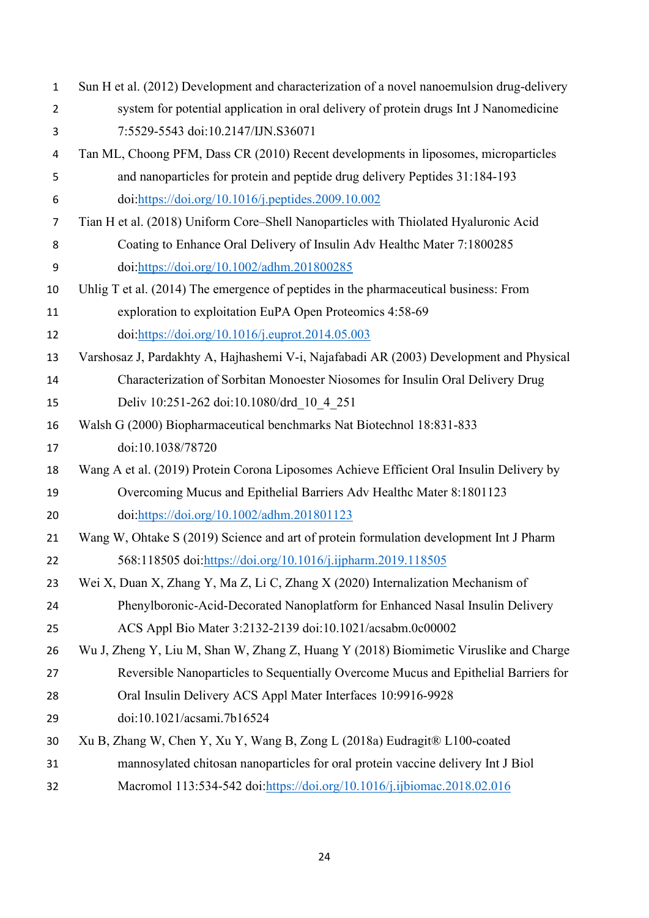Sun H et al. (2012) Development and characterization of a novel nanoemulsion drug-delivery system for potential application in oral delivery of protein drugs Int J Nanomedicine 7:5529-5543 doi:10.2147/IJN.S36071

Tan ML, Choong PFM, Dass CR (2010) Recent developments in liposomes, microparticles and nanoparticles for protein and peptide drug delivery Peptides 31:184-193 doi:https://doi.org/10.1016/j.peptides.2009.10.002

Tian H et al. (2018) Uniform Core–Shell Nanoparticles with Thiolated Hyaluronic Acid Coating to Enhance Oral Delivery of Insulin Adv Healthc Mater 7:1800285 doi:https://doi.org/10.1002/adhm.201800285

Uhlig T et al. (2014) The emergence of peptides in the pharmaceutical business: From exploration to exploitation EuPA Open Proteomics 4:58-69 doi:https://doi.org/10.1016/j.euprot.2014.05.003

Varshosaz J, Pardakhty A, Hajhashemi V-i, Najafabadi AR (2003) Development and Physical Characterization of Sorbitan Monoester Niosomes for Insulin Oral Delivery Drug Deliv 10:251-262 doi:10.1080/drd_10_4_251

Walsh G (2000) Biopharmaceutical benchmarks Nat Biotechnol 18:831-833 doi:10.1038/78720

Wang A et al. (2019) Protein Corona Liposomes Achieve Efficient Oral Insulin Delivery by Overcoming Mucus and Epithelial Barriers Adv Healthc Mater 8:1801123 doi:https://doi.org/10.1002/adhm.201801123

Wang W, Ohtake S (2019) Science and art of protein formulation development Int J Pharm 568:118505 doi:https://doi.org/10.1016/j.ijpharm.2019.118505

Wei X, Duan X, Zhang Y, Ma Z, Li C, Zhang X (2020) Internalization Mechanism of Phenylboronic-Acid-Decorated Nanoplatform for Enhanced Nasal Insulin Delivery ACS Appl Bio Mater 3:2132-2139 doi:10.1021/acsabm.0c00002

Wu J, Zheng Y, Liu M, Shan W, Zhang Z, Huang Y (2018) Biomimetic Viruslike and Charge Reversible Nanoparticles to Sequentially Overcome Mucus and Epithelial Barriers for Oral Insulin Delivery ACS Appl Mater Interfaces 10:9916-9928 doi:10.1021/acsami.7b16524

Xu B, Zhang W, Chen Y, Xu Y, Wang B, Zong L (2018a) Eudragit® L100-coated mannosylated chitosan nanoparticles for oral protein vaccine delivery Int J Biol Macromol 113:534-542 doi:https://doi.org/10.1016/j.ijbiomac.2018.02.016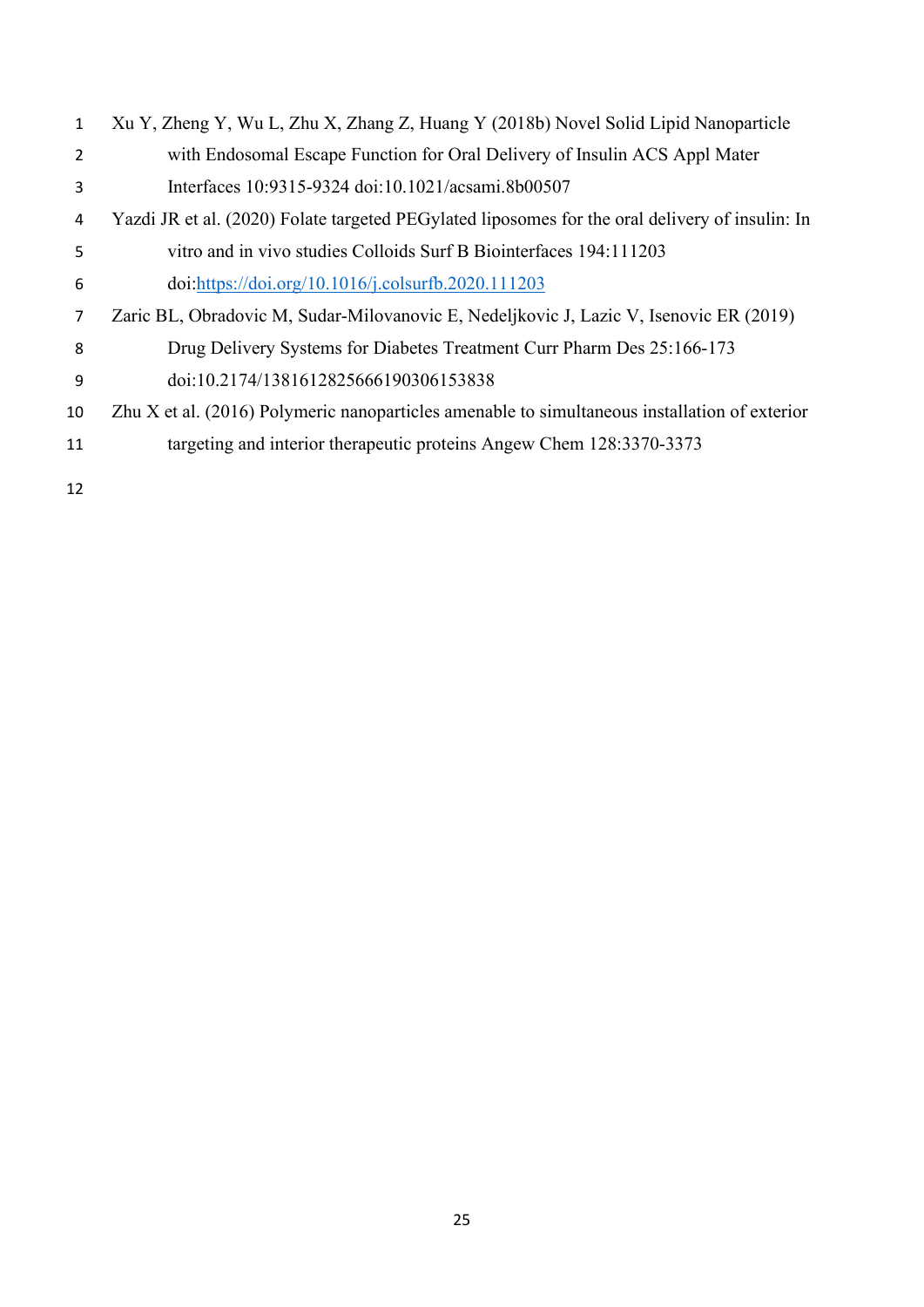Xu Y, Zheng Y, Wu L, Zhu X, Zhang Z, Huang Y (2018b) Novel Solid Lipid Nanoparticle with Endosomal Escape Function for Oral Delivery of Insulin ACS Appl Mater Interfaces 10:9315-9324 doi:10.1021/acsami.8b00507

Yazdi JR et al. (2020) Folate targeted PEGylated liposomes for the oral delivery of insulin: In vitro and in vivo studies Colloids Surf B Biointerfaces 194:111203 doi:https://doi.org/10.1016/j.colsurfb.2020.111203

Zaric BL, Obradovic M, Sudar-Milovanovic E, Nedeljkovic J, Lazic V, Isenovic ER (2019) Drug Delivery Systems for Diabetes Treatment Curr Pharm Des 25:166-173 doi:10.2174/1381612825666190306153838

Zhu X et al. (2016) Polymeric nanoparticles amenable to simultaneous installation of exterior targeting and interior therapeutic proteins Angew Chem 128:3370-3373